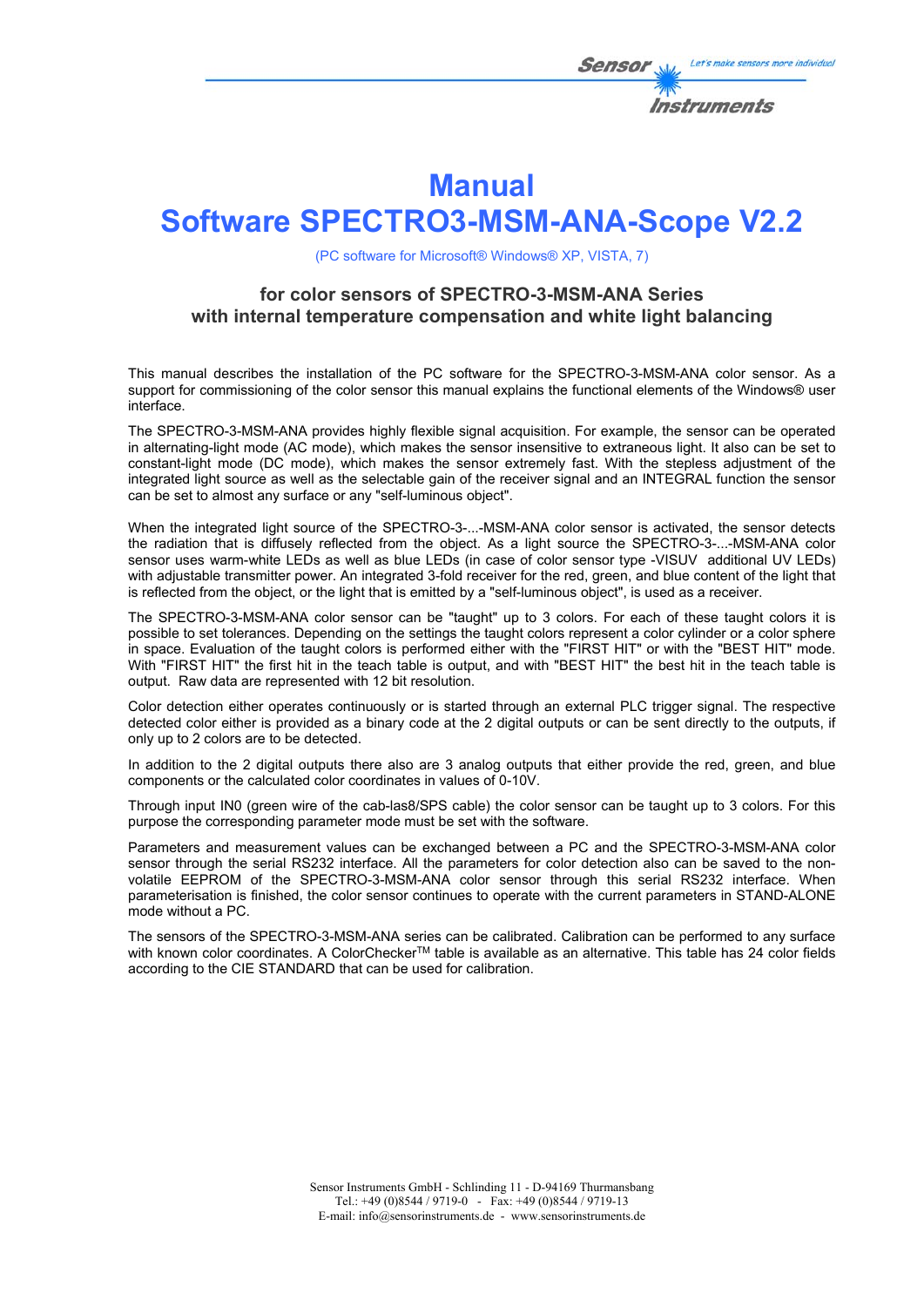# Manual
# Software SPECTRO3-MSM-ANA-Scope V2.2

(PC software for Microsoft® Windows® XP, VISTA, 7)

### for color sensors of SPECTRO-3-MSM-ANA Series
### with internal temperature compensation and white light balancing

This manual describes the installation of the PC software for the SPECTRO-3-MSM-ANA color sensor. As a support for commissioning of the color sensor this manual explains the functional elements of the Windows® user interface.

The SPECTRO-3-MSM-ANA provides highly flexible signal acquisition. For example, the sensor can be operated in alternating-light mode (AC mode), which makes the sensor insensitive to extraneous light. It also can be set to constant-light mode (DC mode), which makes the sensor extremely fast. With the stepless adjustment of the integrated light source as well as the selectable gain of the receiver signal and an INTEGRAL function the sensor can be set to almost any surface or any "self-luminous object".

When the integrated light source of the SPECTRO-3-...-MSM-ANA color sensor is activated, the sensor detects the radiation that is diffusely reflected from the object. As a light source the SPECTRO-3-...-MSM-ANA color sensor uses warm-white LEDs as well as blue LEDs (in case of color sensor type -VISUV additional UV LEDs) with adjustable transmitter power. An integrated 3-fold receiver for the red, green, and blue content of the light that is reflected from the object, or the light that is emitted by a "self-luminous object", is used as a receiver.

The SPECTRO-3-MSM-ANA color sensor can be "taught" up to 3 colors. For each of these taught colors it is possible to set tolerances. Depending on the settings the taught colors represent a color cylinder or a color sphere in space. Evaluation of the taught colors is performed either with the "FIRST HIT" or with the "BEST HIT" mode. With "FIRST HIT" the first hit in the teach table is output, and with "BEST HIT" the best hit in the teach table is output. Raw data are represented with 12 bit resolution.

Color detection either operates continuously or is started through an external PLC trigger signal. The respective detected color either is provided as a binary code at the 2 digital outputs or can be sent directly to the outputs, if only up to 2 colors are to be detected.

In addition to the 2 digital outputs there also are 3 analog outputs that either provide the red, green, and blue components or the calculated color coordinates in values of 0-10V.

Through input IN0 (green wire of the cab-las8/SPS cable) the color sensor can be taught up to 3 colors. For this purpose the corresponding parameter mode must be set with the software.

Parameters and measurement values can be exchanged between a PC and the SPECTRO-3-MSM-ANA color sensor through the serial RS232 interface. All the parameters for color detection also can be saved to the non-volatile EEPROM of the SPECTRO-3-MSM-ANA color sensor through this serial RS232 interface. When parameterisation is finished, the color sensor continues to operate with the current parameters in STAND-ALONE mode without a PC.

The sensors of the SPECTRO-3-MSM-ANA series can be calibrated. Calibration can be performed to any surface with known color coordinates. A ColorChecker™ table is available as an alternative. This table has 24 color fields according to the CIE STANDARD that can be used for calibration.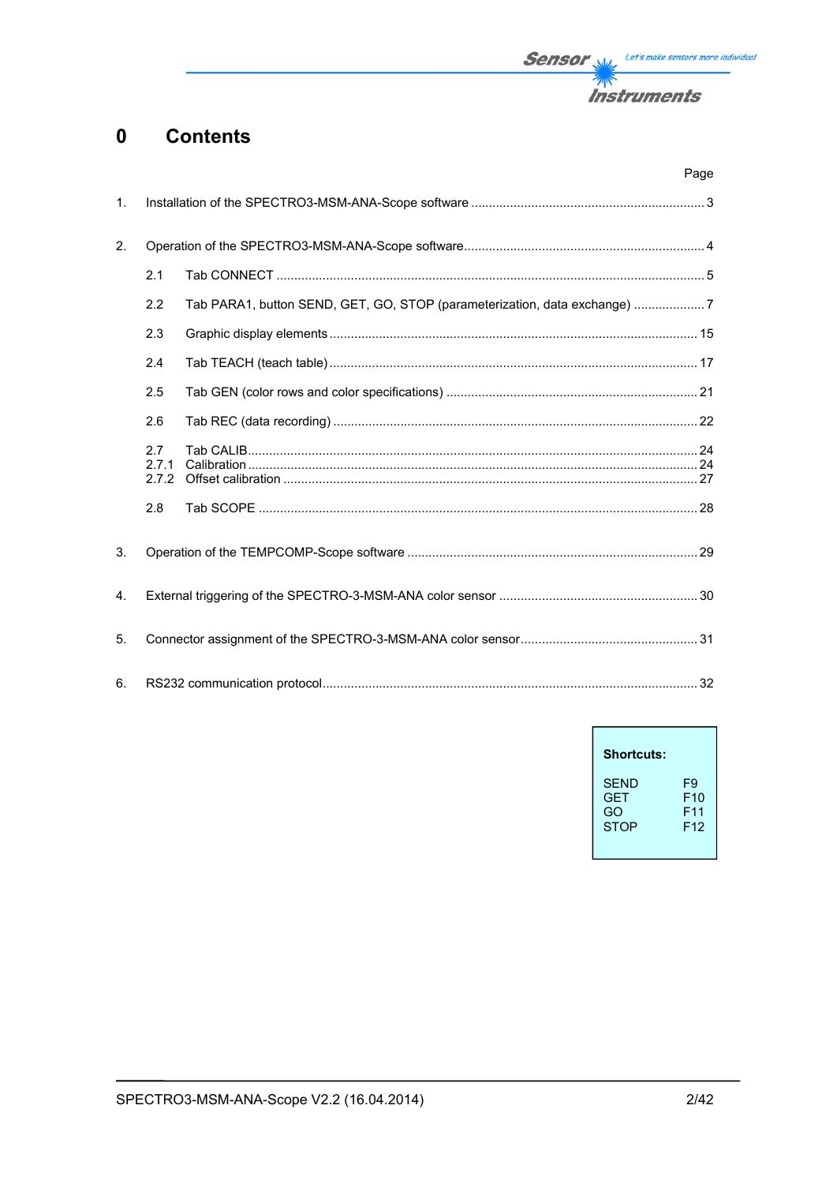# 0 Contents

Page

1. Installation of the SPECTRO3-MSM-ANA-Scope software ........................................................... 3

2. Operation of the SPECTRO3-MSM-ANA-Scope software............................................................. 4

   2.1 Tab CONNECT ........................................................................................................... 5

   2.2 Tab PARA1, button SEND, GET, GO, STOP (parameterization, data exchange) .................... 7

   2.3 Graphic display elements ........................................................................................... 15

   2.4 Tab TEACH (teach table) ............................................................................................ 17

   2.5 Tab GEN (color rows and color specifications) ............................................................. 21

   2.6 Tab REC (data recording) ........................................................................................... 22

   2.7 Tab CALIB.................................................................................................................. 24
   2.7.1 Calibration ............................................................................................................... 24
   2.7.2 Offset calibration ...................................................................................................... 27

   2.8 Tab SCOPE ............................................................................................................... 28

3. Operation of the TEMPCOMP-Scope software ........................................................................... 29

4. External triggering of the SPECTRO-3-MSM-ANA color sensor .................................................. 30

5. Connector assignment of the SPECTRO-3-MSM-ANA color sensor.............................................. 31

6. RS232 communication protocol................................................................................................. 32

**Shortcuts:**

| | |
|---|---|
| SEND | F9 |
| GET | F10 |
| GO | F11 |
| STOP | F12 |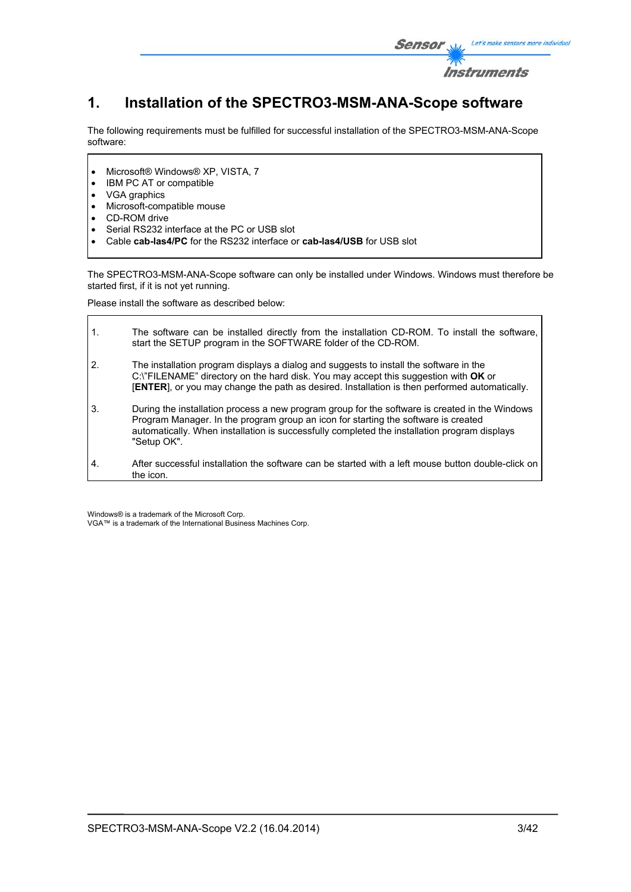# 1. Installation of the SPECTRO3-MSM-ANA-Scope software

The following requirements must be fulfilled for successful installation of the SPECTRO3-MSM-ANA-Scope software:

- Microsoft® Windows® XP, VISTA, 7
- IBM PC AT or compatible
- VGA graphics
- Microsoft-compatible mouse
- CD-ROM drive
- Serial RS232 interface at the PC or USB slot
- Cable **cab-las4/PC** for the RS232 interface or **cab-las4/USB** for USB slot

The SPECTRO3-MSM-ANA-Scope software can only be installed under Windows. Windows must therefore be started first, if it is not yet running.

Please install the software as described below:

1. The software can be installed directly from the installation CD-ROM. To install the software, start the SETUP program in the SOFTWARE folder of the CD-ROM.
2. The installation program displays a dialog and suggests to install the software in the C:\"FILENAME" directory on the hard disk. You may accept this suggestion with **OK** or [**ENTER**], or you may change the path as desired. Installation is then performed automatically.
3. During the installation process a new program group for the software is created in the Windows Program Manager. In the program group an icon for starting the software is created automatically. When installation is successfully completed the installation program displays "Setup OK".
4. After successful installation the software can be started with a left mouse button double-click on the icon.

Windows® is a trademark of the Microsoft Corp.
VGA™ is a trademark of the International Business Machines Corp.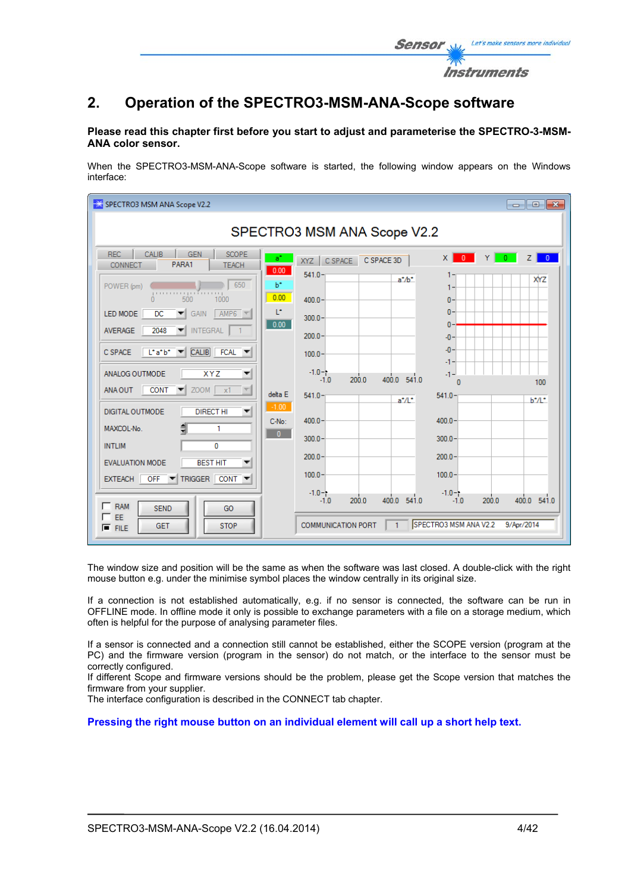## 2. Operation of the SPECTRO3-MSM-ANA-Scope software

**Please read this chapter first before you start to adjust and parameterise the SPECTRO-3-MSM-ANA color sensor.**

When the SPECTRO3-MSM-ANA-Scope software is started, the following window appears on the Windows interface:

The window size and position will be the same as when the software was last closed. A double-click with the right mouse button e.g. under the minimise symbol places the window centrally in its original size.

If a connection is not established automatically, e.g. if no sensor is connected, the software can be run in OFFLINE mode. In offline mode it only is possible to exchange parameters with a file on a storage medium, which often is helpful for the purpose of analysing parameter files.

If a sensor is connected and a connection still cannot be established, either the SCOPE version (program at the PC) and the firmware version (program in the sensor) do not match, or the interface to the sensor must be correctly configured.
If different Scope and firmware versions should be the problem, please get the Scope version that matches the firmware from your supplier.
The interface configuration is described in the CONNECT tab chapter.

**Pressing the right mouse button on an individual element will call up a short help text.**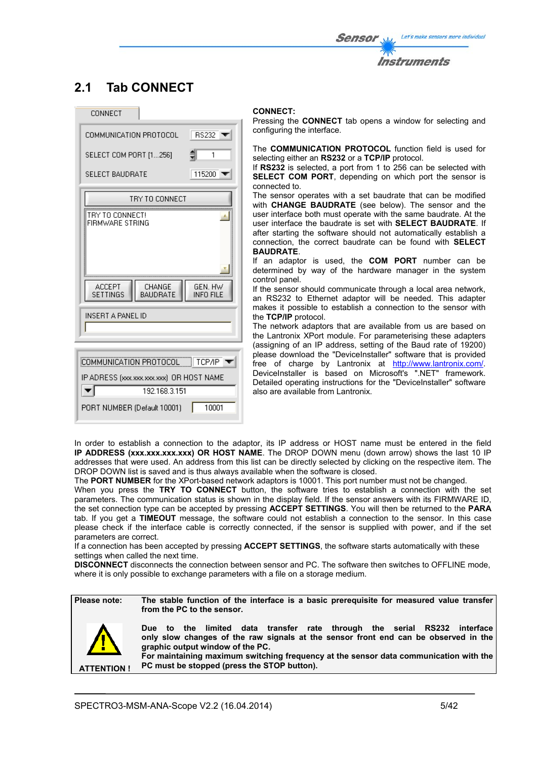## 2.1 Tab CONNECT

**CONNECT:**
Pressing the **CONNECT** tab opens a window for selecting and configuring the interface.

The **COMMUNICATION PROTOCOL** function field is used for selecting either an **RS232** or a **TCP/IP** protocol.
If **RS232** is selected, a port from 1 to 256 can be selected with **SELECT COM PORT**, depending on which port the sensor is connected to.
The sensor operates with a set baudrate that can be modified with **CHANGE BAUDRATE** (see below). The sensor and the user interface both must operate with the same baudrate. At the user interface the baudrate is set with **SELECT BAUDRATE**. If after starting the software should not automatically establish a connection, the correct baudrate can be found with **SELECT BAUDRATE**.
If an adaptor is used, the **COM PORT** number can be determined by way of the hardware manager in the system control panel.
If the sensor should communicate through a local area network, an RS232 to Ethernet adaptor will be needed. This adapter makes it possible to establish a connection to the sensor with the **TCP/IP** protocol.
The network adaptors that are available from us are based on the Lantronix XPort module. For parameterising these adapters (assigning of an IP address, setting of the Baud rate of 19200) please download the "DeviceInstaller" software that is provided free of charge by Lantronix at http://www.lantronix.com/. DeviceInstaller is based on Microsoft's ".NET" framework. Detailed operating instructions for the "DeviceInstaller" software also are available from Lantronix.

In order to establish a connection to the adaptor, its IP address or HOST name must be entered in the field **IP ADDRESS (xxx.xxx.xxx.xxx) OR HOST NAME**. The DROP DOWN menu (down arrow) shows the last 10 IP addresses that were used. An address from this list can be directly selected by clicking on the respective item. The DROP DOWN list is saved and is thus always available when the software is closed.
The **PORT NUMBER** for the XPort-based network adaptors is 10001. This port number must not be changed.
When you press the **TRY TO CONNECT** button, the software tries to establish a connection with the set parameters. The communication status is shown in the display field. If the sensor answers with its FIRMWARE ID, the set connection type can be accepted by pressing **ACCEPT SETTINGS**. You will then be returned to the **PARA** tab. If you get a **TIMEOUT** message, the software could not establish a connection to the sensor. In this case please check if the interface cable is correctly connected, if the sensor is supplied with power, and if the set parameters are correct.
If a connection has been accepted by pressing **ACCEPT SETTINGS**, the software starts automatically with these settings when called the next time.
**DISCONNECT** disconnects the connection between sensor and PC. The software then switches to OFFLINE mode, where it is only possible to exchange parameters with a file on a storage medium.

| Please note: ATTENTION ! | **The stable function of the interface is a basic prerequisite for measured value transfer from the PC to the sensor.** **Due to the limited data transfer rate through the serial RS232 interface only slow changes of the raw signals at the sensor front end can be observed in the graphic output window of the PC. For maintaining maximum switching frequency at the sensor data communication with the PC must be stopped (press the STOP button).** |
|---|---|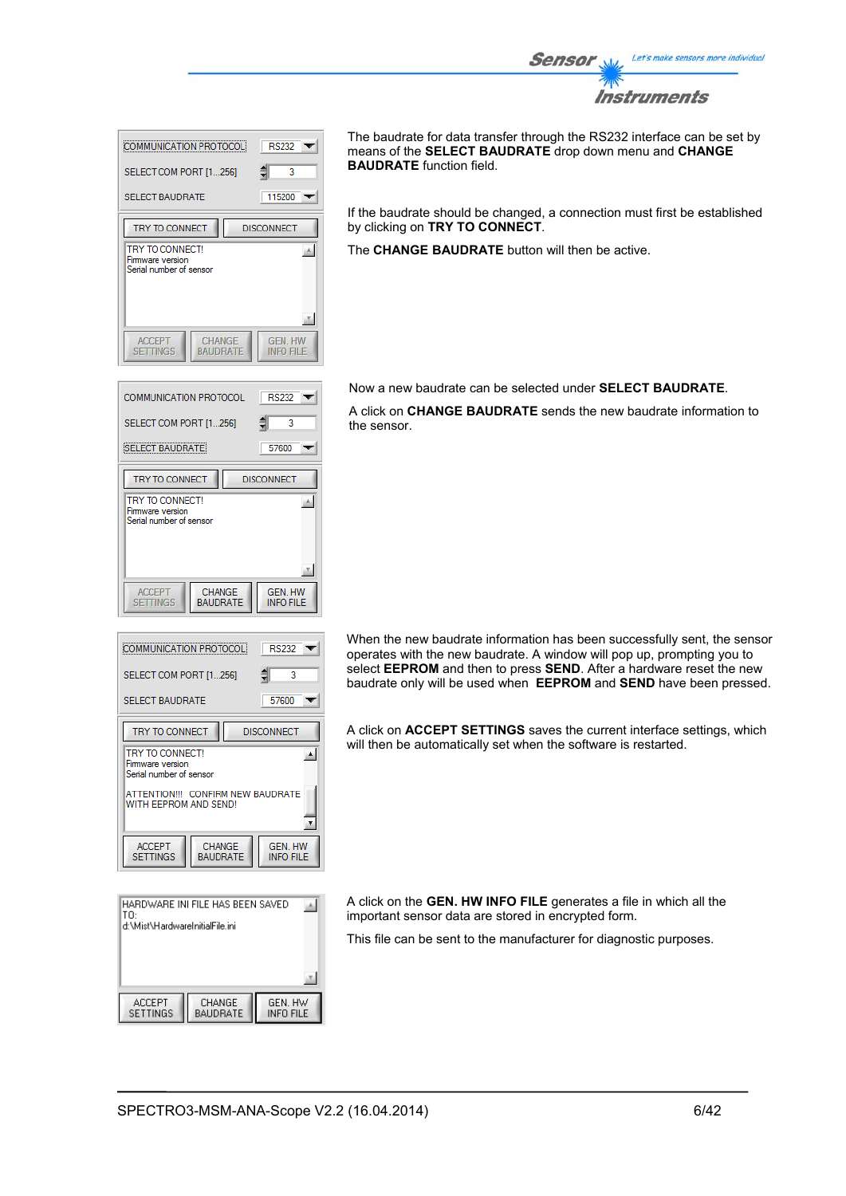The baudrate for data transfer through the RS232 interface can be set by means of the **SELECT BAUDRATE** drop down menu and **CHANGE BAUDRATE** function field.

If the baudrate should be changed, a connection must first be established by clicking on **TRY TO CONNECT**.

The **CHANGE BAUDRATE** button will then be active.

Now a new baudrate can be selected under **SELECT BAUDRATE**.

A click on **CHANGE BAUDRATE** sends the new baudrate information to the sensor.

When the new baudrate information has been successfully sent, the sensor operates with the new baudrate. A window will pop up, prompting you to select **EEPROM** and then to press **SEND**. After a hardware reset the new baudrate only will be used when **EEPROM** and **SEND** have been pressed.

A click on **ACCEPT SETTINGS** saves the current interface settings, which will then be automatically set when the software is restarted.

A click on the **GEN. HW INFO FILE** generates a file in which all the important sensor data are stored in encrypted form.

This file can be sent to the manufacturer for diagnostic purposes.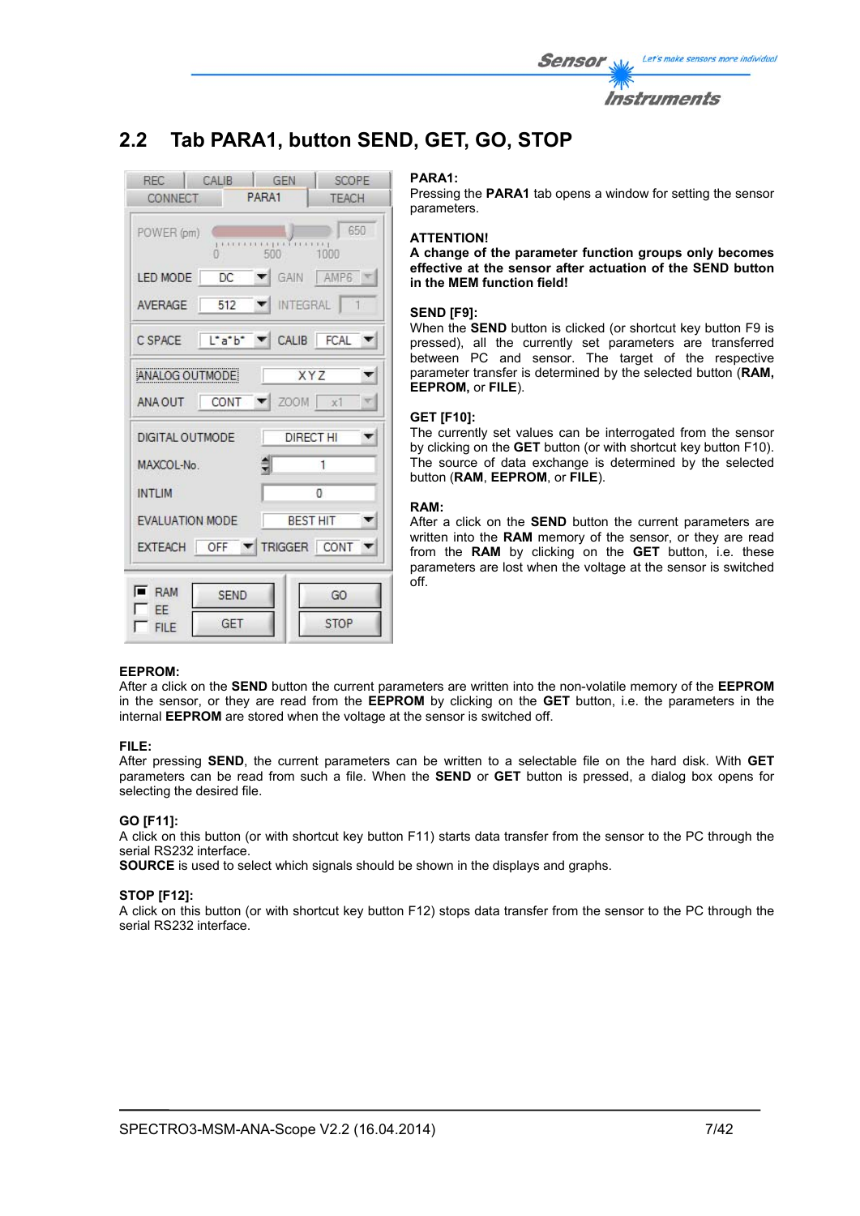## 2.2 Tab PARA1, button SEND, GET, GO, STOP

**PARA1:**
Pressing the **PARA1** tab opens a window for setting the sensor parameters.

**ATTENTION!**
**A change of the parameter function groups only becomes effective at the sensor after actuation of the SEND button in the MEM function field!**

**SEND [F9]:**
When the **SEND** button is clicked (or shortcut key button F9 is pressed), all the currently set parameters are transferred between PC and sensor. The target of the respective parameter transfer is determined by the selected button (**RAM, EEPROM,** or **FILE**).

**GET [F10]:**
The currently set values can be interrogated from the sensor by clicking on the **GET** button (or with shortcut key button F10). The source of data exchange is determined by the selected button (**RAM**, **EEPROM**, or **FILE**).

**RAM:**
After a click on the **SEND** button the current parameters are written into the **RAM** memory of the sensor, or they are read from the **RAM** by clicking on the **GET** button, i.e. these parameters are lost when the voltage at the sensor is switched off.

**EEPROM:**
After a click on the **SEND** button the current parameters are written into the non-volatile memory of the **EEPROM** in the sensor, or they are read from the **EEPROM** by clicking on the **GET** button, i.e. the parameters in the internal **EEPROM** are stored when the voltage at the sensor is switched off.

**FILE:**
After pressing **SEND**, the current parameters can be written to a selectable file on the hard disk. With **GET** parameters can be read from such a file. When the **SEND** or **GET** button is pressed, a dialog box opens for selecting the desired file.

**GO [F11]:**
A click on this button (or with shortcut key button F11) starts data transfer from the sensor to the PC through the serial RS232 interface.
**SOURCE** is used to select which signals should be shown in the displays and graphs.

**STOP [F12]:**
A click on this button (or with shortcut key button F12) stops data transfer from the sensor to the PC through the serial RS232 interface.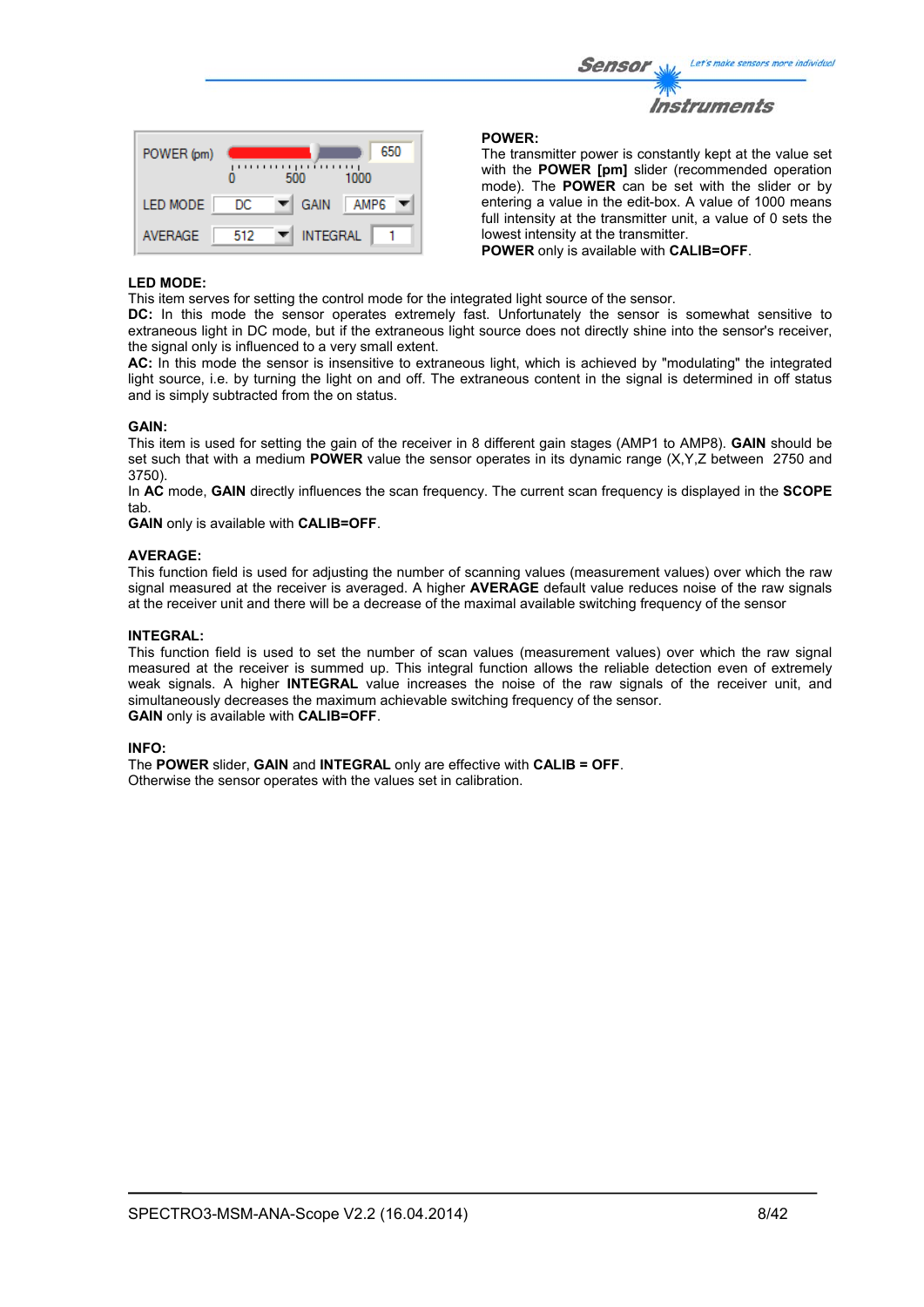POWER (pm) 650
0 500 1000
LED MODE DC GAIN AMP6
AVERAGE 512 INTEGRAL 1

**POWER:**
The transmitter power is constantly kept at the value set with the **POWER [pm]** slider (recommended operation mode). The **POWER** can be set with the slider or by entering a value in the edit-box. A value of 1000 means full intensity at the transmitter unit, a value of 0 sets the lowest intensity at the transmitter.
**POWER** only is available with **CALIB=OFF**.

**LED MODE:**
This item serves for setting the control mode for the integrated light source of the sensor.
**DC:** In this mode the sensor operates extremely fast. Unfortunately the sensor is somewhat sensitive to extraneous light in DC mode, but if the extraneous light source does not directly shine into the sensor's receiver, the signal only is influenced to a very small extent.
**AC:** In this mode the sensor is insensitive to extraneous light, which is achieved by "modulating" the integrated light source, i.e. by turning the light on and off. The extraneous content in the signal is determined in off status and is simply subtracted from the on status.

**GAIN:**
This item is used for setting the gain of the receiver in 8 different gain stages (AMP1 to AMP8). **GAIN** should be set such that with a medium **POWER** value the sensor operates in its dynamic range (X,Y,Z between 2750 and 3750).
In **AC** mode, **GAIN** directly influences the scan frequency. The current scan frequency is displayed in the **SCOPE** tab.
**GAIN** only is available with **CALIB=OFF**.

**AVERAGE:**
This function field is used for adjusting the number of scanning values (measurement values) over which the raw signal measured at the receiver is averaged. A higher **AVERAGE** default value reduces noise of the raw signals at the receiver unit and there will be a decrease of the maximal available switching frequency of the sensor

**INTEGRAL:**
This function field is used to set the number of scan values (measurement values) over which the raw signal measured at the receiver is summed up. This integral function allows the reliable detection even of extremely weak signals. A higher **INTEGRAL** value increases the noise of the raw signals of the receiver unit, and simultaneously decreases the maximum achievable switching frequency of the sensor.
**GAIN** only is available with **CALIB=OFF**.

**INFO:**
The **POWER** slider, **GAIN** and **INTEGRAL** only are effective with **CALIB = OFF**.
Otherwise the sensor operates with the values set in calibration.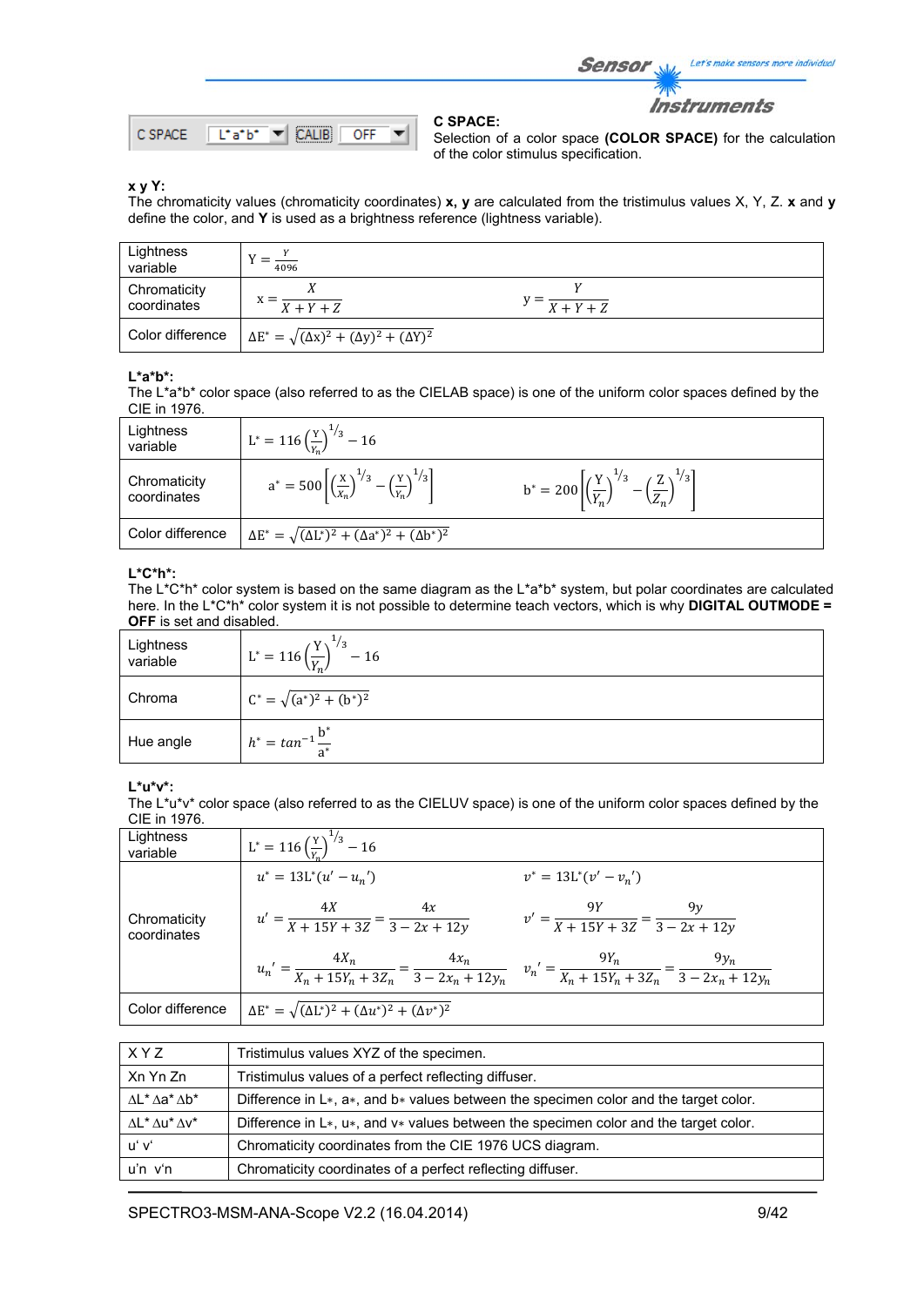C SPACE | L*a*b* | CALIB | OFF

**C SPACE:**
Selection of a color space **(COLOR SPACE)** for the calculation of the color stimulus specification.

**x y Y:**
The chromaticity values (chromaticity coordinates) **x, y** are calculated from the tristimulus values X, Y, Z. **x** and **y** define the color, and **Y** is used as a brightness reference (lightness variable).

| | | |
|---|---|---|
| Lightness variable | $Y = \frac{Y}{4096}$ | |
| Chromaticity coordinates | $x = \frac{X}{X+Y+Z}$ | $y = \frac{Y}{X+Y+Z}$ |
| Color difference | $\Delta E^* = \sqrt{(\Delta x)^2 + (\Delta y)^2 + (\Delta Y)^2}$ | |

**L*a*b*:**
The L*a*b* color space (also referred to as the CIELAB space) is one of the uniform color spaces defined by the CIE in 1976.

| | | |
|---|---|---|
| Lightness variable | $L^* = 116\left(\frac{Y}{Y_n}\right)^{1/3} - 16$ | |
| Chromaticity coordinates | $a^* = 500\left[\left(\frac{X}{X_n}\right)^{1/3} - \left(\frac{Y}{Y_n}\right)^{1/3}\right]$ | $b^* = 200\left[\left(\frac{Y}{Y_n}\right)^{1/3} - \left(\frac{Z}{Z_n}\right)^{1/3}\right]$ |
| Color difference | $\Delta E^* = \sqrt{(\Delta L^*)^2 + (\Delta a^*)^2 + (\Delta b^*)^2}$ | |

**L*C*h*:**
The L*C*h* color system is based on the same diagram as the L*a*b* system, but polar coordinates are calculated here. In the L*C*h* color system it is not possible to determine teach vectors, which is why **DIGITAL OUTMODE = OFF** is set and disabled.

| | |
|---|---|
| Lightness variable | $L^* = 116\left(\frac{Y}{Y_n}\right)^{1/3} - 16$ |
| Chroma | $C^* = \sqrt{(a^*)^2 + (b^*)^2}$ |
| Hue angle | $h^* = tan^{-1}\frac{b^*}{a^*}$ |

**L*u*v*:**
The L*u*v* color space (also referred to as the CIELUV space) is one of the uniform color spaces defined by the CIE in 1976.

| | | |
|---|---|---|
| Lightness variable | $L^* = 116\left(\frac{Y}{Y_n}\right)^{1/3} - 16$ | |
| Chromaticity coordinates | $u^* = 13L^*(u' - u_n{}')$ | $v^* = 13L^*(v' - v_n{}')$ |
| | $u' = \frac{4X}{X+15Y+3Z} = \frac{4x}{3-2x+12y}$ | $v' = \frac{9Y}{X+15Y+3Z} = \frac{9y}{3-2x+12y}$ |
| | $u_n{}' = \frac{4X_n}{X_n+15Y_n+3Z_n} = \frac{4x_n}{3-2x_n+12y_n}$ | $v_n{}' = \frac{9Y_n}{X_n+15Y_n+3Z_n} = \frac{9y_n}{3-2x_n+12y_n}$ |
| Color difference | $\Delta E^* = \sqrt{(\Delta L^*)^2 + (\Delta u^*)^2 + (\Delta v^*)^2}$ | |

| | |
|---|---|
| X Y Z | Tristimulus values XYZ of the specimen. |
| Xn Yn Zn | Tristimulus values of a perfect reflecting diffuser. |
| ΔL* Δa* Δb* | Difference in L∗, a∗, and b∗ values between the specimen color and the target color. |
| ΔL* Δu* Δv* | Difference in L∗, u∗, and v∗ values between the specimen color and the target color. |
| u' v' | Chromaticity coordinates from the CIE 1976 UCS diagram. |
| u'n v'n | Chromaticity coordinates of a perfect reflecting diffuser. |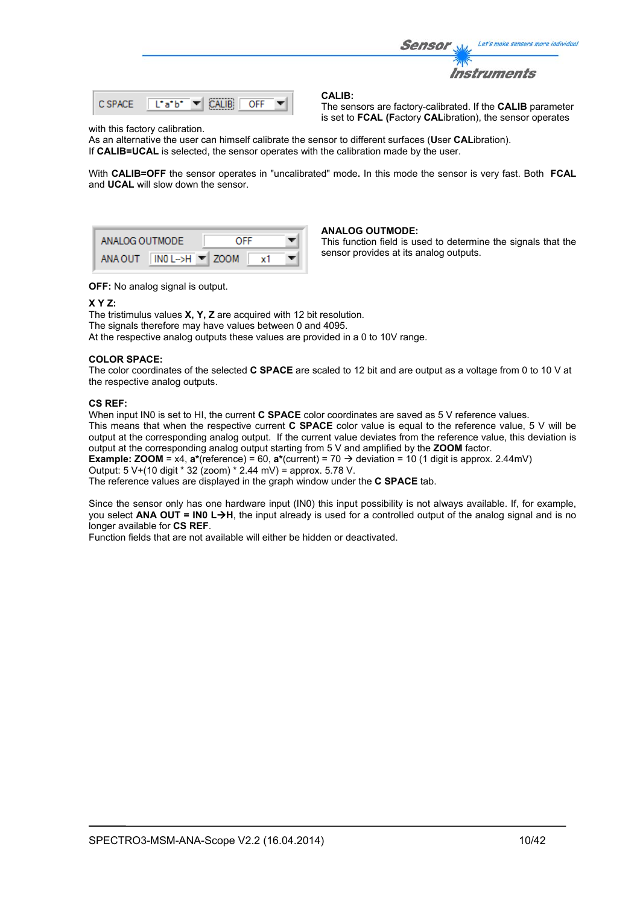**CALIB:**

The sensors are factory-calibrated. If the **CALIB** parameter is set to **FCAL (F**actory **CAL**ibration), the sensor operates with this factory calibration.

As an alternative the user can himself calibrate the sensor to different surfaces (**U**ser **CAL**ibration).

If **CALIB=UCAL** is selected, the sensor operates with the calibration made by the user.

With **CALIB=OFF** the sensor operates in "uncalibrated" mode**.** In this mode the sensor is very fast. Both **FCAL** and **UCAL** will slow down the sensor.

**ANALOG OUTMODE:**

This function field is used to determine the signals that the sensor provides at its analog outputs.

**OFF:** No analog signal is output.

**X Y Z:**

The tristimulus values **X, Y, Z** are acquired with 12 bit resolution.
The signals therefore may have values between 0 and 4095.
At the respective analog outputs these values are provided in a 0 to 10V range.

**COLOR SPACE:**

The color coordinates of the selected **C SPACE** are scaled to 12 bit and are output as a voltage from 0 to 10 V at the respective analog outputs.

**CS REF:**

When input IN0 is set to HI, the current **C SPACE** color coordinates are saved as 5 V reference values.
This means that when the respective current **C SPACE** color value is equal to the reference value, 5 V will be output at the corresponding analog output. If the current value deviates from the reference value, this deviation is output at the corresponding analog output starting from 5 V and amplified by the **ZOOM** factor.
**Example: ZOOM** = x4, **a***(reference) = 60, **a***(current) = 70 → deviation = 10 (1 digit is approx. 2.44mV)
Output: 5 V+(10 digit * 32 (zoom) * 2.44 mV) = approx. 5.78 V.
The reference values are displayed in the graph window under the **C SPACE** tab.

Since the sensor only has one hardware input (IN0) this input possibility is not always available. If, for example, you select **ANA OUT = IN0 L→H**, the input already is used for a controlled output of the analog signal and is no longer available for **CS REF**.
Function fields that are not available will either be hidden or deactivated.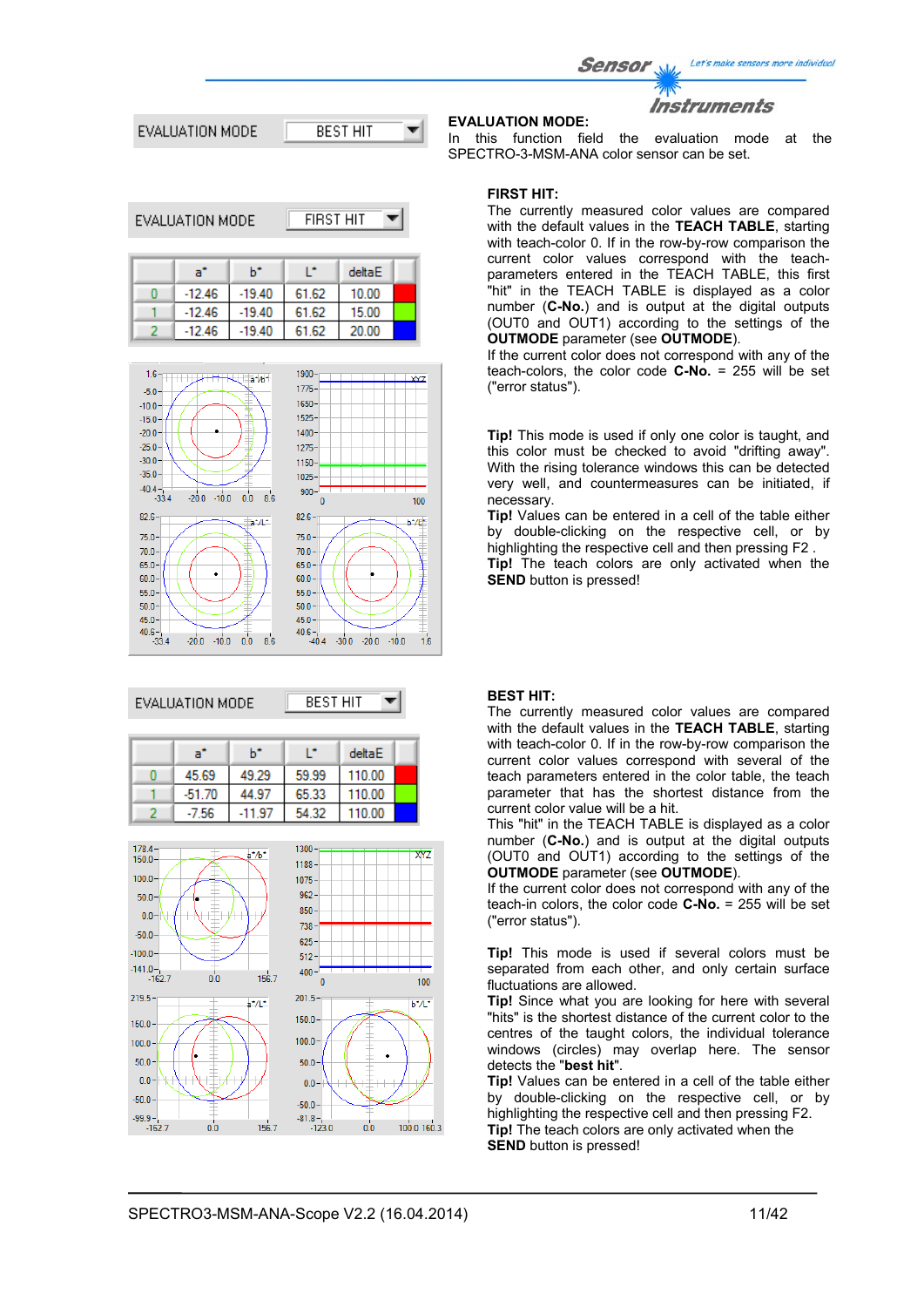EVALUATION MODE BEST HIT

**EVALUATION MODE:**
In this function field the evaluation mode at the SPECTRO-3-MSM-ANA color sensor can be set.

EVALUATION MODE FIRST HIT

| | a* | b* | L* | deltaE |
|---|---|---|---|---|
| 0 | -12.46 | -19.40 | 61.62 | 10.00 |
| 1 | -12.46 | -19.40 | 61.62 | 15.00 |
| 2 | -12.46 | -19.40 | 61.62 | 20.00 |

**FIRST HIT:**
The currently measured color values are compared with the default values in the **TEACH TABLE**, starting with teach-color 0. If in the row-by-row comparison the current color values correspond with the teach-parameters entered in the TEACH TABLE, this first "hit" in the TEACH TABLE is displayed as a color number (**C-No.**) and is output at the digital outputs (OUT0 and OUT1) according to the settings of the **OUTMODE** parameter (see **OUTMODE**).
If the current color does not correspond with any of the teach-colors, the color code **C-No.** = 255 will be set ("error status").

**Tip!** This mode is used if only one color is taught, and this color must be checked to avoid "drifting away". With the rising tolerance windows this can be detected very well, and countermeasures can be initiated, if necessary.
**Tip!** Values can be entered in a cell of the table either by double-clicking on the respective cell, or by highlighting the respective cell and then pressing F2 .
**Tip!** The teach colors are only activated when the **SEND** button is pressed!

EVALUATION MODE BEST HIT

| | a* | b* | L* | deltaE |
|---|---|---|---|---|
| 0 | 45.69 | 49.29 | 59.99 | 110.00 |
| 1 | -51.70 | 44.97 | 65.33 | 110.00 |
| 2 | -7.56 | -11.97 | 54.32 | 110.00 |

**BEST HIT:**
The currently measured color values are compared with the default values in the **TEACH TABLE**, starting with teach-color 0. If in the row-by-row comparison the current color values correspond with several of the teach parameters entered in the color table, the teach parameter that has the shortest distance from the current color value will be a hit.
This "hit" in the TEACH TABLE is displayed as a color number (**C-No.**) and is output at the digital outputs (OUT0 and OUT1) according to the settings of the **OUTMODE** parameter (see **OUTMODE**).
If the current color does not correspond with any of the teach-in colors, the color code **C-No.** = 255 will be set ("error status").

**Tip!** This mode is used if several colors must be separated from each other, and only certain surface fluctuations are allowed.
**Tip!** Since what you are looking for here with several "hits" is the shortest distance of the current color to the centres of the taught colors, the individual tolerance windows (circles) may overlap here. The sensor detects the "**best hit**".
**Tip!** Values can be entered in a cell of the table either by double-clicking on the respective cell, or by highlighting the respective cell and then pressing F2.
**Tip!** The teach colors are only activated when the **SEND** button is pressed!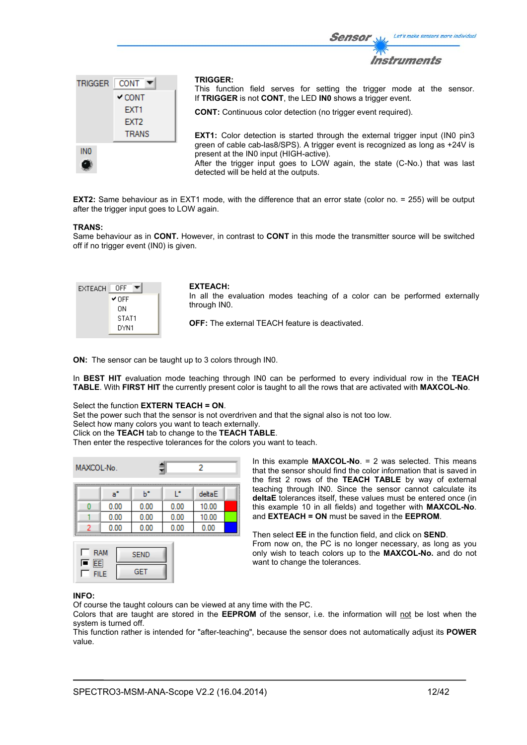**TRIGGER:**
This function field serves for setting the trigger mode at the sensor.
If **TRIGGER** is not **CONT**, the LED **IN0** shows a trigger event.

**CONT:** Continuous color detection (no trigger event required).

**EXT1:** Color detection is started through the external trigger input (IN0 pin3 green of cable cab-las8/SPS). A trigger event is recognized as long as +24V is present at the IN0 input (HIGH-active).
After the trigger input goes to LOW again, the state (C-No.) that was last detected will be held at the outputs.

**EXT2:** Same behaviour as in EXT1 mode, with the difference that an error state (color no. = 255) will be output after the trigger input goes to LOW again.

**TRANS:**
Same behaviour as in **CONT.** However, in contrast to **CONT** in this mode the transmitter source will be switched off if no trigger event (IN0) is given.

**EXTEACH:**
In all the evaluation modes teaching of a color can be performed externally through IN0.

**OFF:** The external TEACH feature is deactivated.

**ON:** The sensor can be taught up to 3 colors through IN0.

In **BEST HIT** evaluation mode teaching through IN0 can be performed to every individual row in the **TEACH TABLE**. With **FIRST HIT** the currently present color is taught to all the rows that are activated with **MAXCOL-No**.

Select the function **EXTERN TEACH = ON**.
Set the power such that the sensor is not overdriven and that the signal also is not too low.
Select how many colors you want to teach externally.
Click on the **TEACH** tab to change to the **TEACH TABLE**.
Then enter the respective tolerances for the colors you want to teach.

MAXCOL-No. 2

| | a* | b* | L* | deltaE |
|---|---|---|---|---|
| 0 | 0.00 | 0.00 | 0.00 | 10.00 |
| 1 | 0.00 | 0.00 | 0.00 | 10.00 |
| 2 | 0.00 | 0.00 | 0.00 | 0.00 |

In this example **MAXCOL-No**. = 2 was selected. This means that the sensor should find the color information that is saved in the first 2 rows of the **TEACH TABLE** by way of external teaching through IN0. Since the sensor cannot calculate its **deltaE** tolerances itself, these values must be entered once (in this example 10 in all fields) and together with **MAXCOL-No**. and **EXTEACH = ON** must be saved in the **EEPROM**.

Then select **EE** in the function field, and click on **SEND**.
From now on, the PC is no longer necessary, as long as you only wish to teach colors up to the **MAXCOL-No.** and do not want to change the tolerances.

**INFO:**
Of course the taught colours can be viewed at any time with the PC.
Colors that are taught are stored in the **EEPROM** of the sensor, i.e. the information will not be lost when the system is turned off.
This function rather is intended for "after-teaching", because the sensor does not automatically adjust its **POWER** value.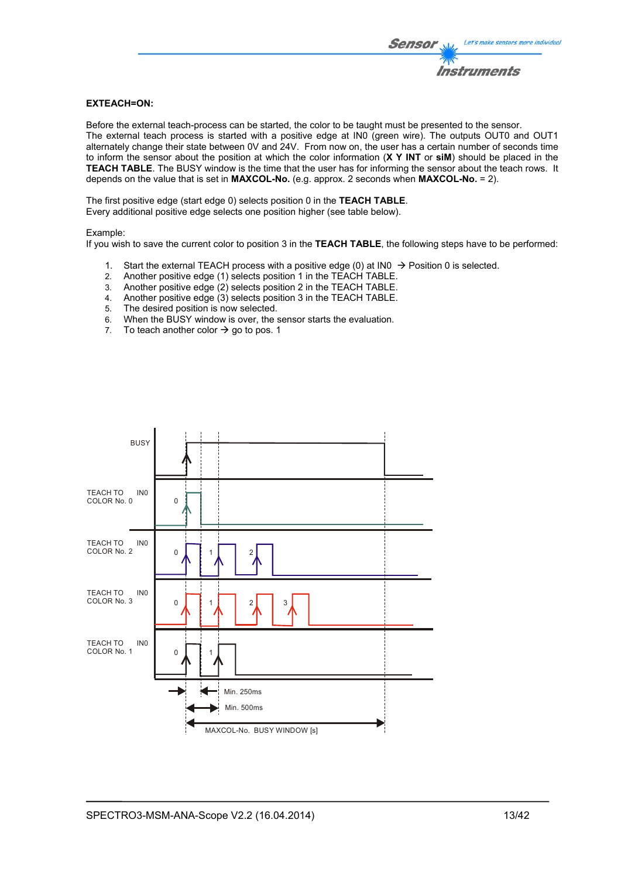**EXTEACH=ON:**

Before the external teach-process can be started, the color to be taught must be presented to the sensor.
The external teach process is started with a positive edge at IN0 (green wire). The outputs OUT0 and OUT1 alternately change their state between 0V and 24V. From now on, the user has a certain number of seconds time to inform the sensor about the position at which the color information (**X Y INT** or **siM**) should be placed in the **TEACH TABLE**. The BUSY window is the time that the user has for informing the sensor about the teach rows. It depends on the value that is set in **MAXCOL-No.** (e.g. approx. 2 seconds when **MAXCOL-No.** = 2).

The first positive edge (start edge 0) selects position 0 in the **TEACH TABLE**.
Every additional positive edge selects one position higher (see table below).

Example:
If you wish to save the current color to position 3 in the **TEACH TABLE**, the following steps have to be performed:

1. Start the external TEACH process with a positive edge (0) at IN0 → Position 0 is selected.
2. Another positive edge (1) selects position 1 in the TEACH TABLE.
3. Another positive edge (2) selects position 2 in the TEACH TABLE.
4. Another positive edge (3) selects position 3 in the TEACH TABLE.
5. The desired position is now selected.
6. When the BUSY window is over, the sensor starts the evaluation.
7. To teach another color → go to pos. 1

BUSY

TEACH TO COLOR No. 0 IN0

TEACH TO COLOR No. 2 IN0

TEACH TO COLOR No. 3 IN0

TEACH TO COLOR No. 1 IN0

Min. 250ms

Min. 500ms

MAXCOL-No. BUSY WINDOW [s]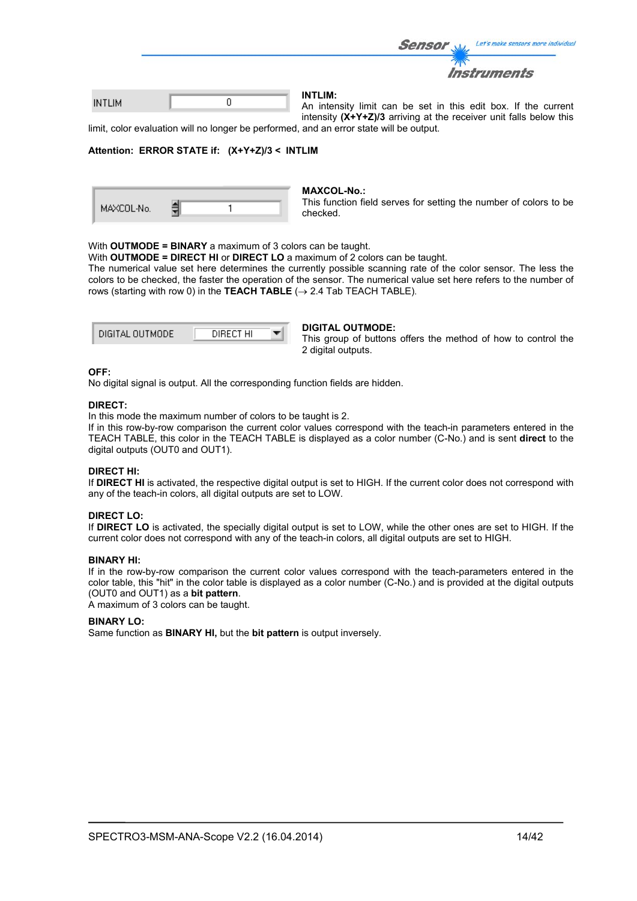INTLIM 0

**INTLIM:**
An intensity limit can be set in this edit box. If the current intensity **(X+Y+Z)/3** arriving at the receiver unit falls below this limit, color evaluation will no longer be performed, and an error state will be output.

**Attention: ERROR STATE if: (X+Y+Z)/3 < INTLIM**

MAXCOL-No. 1

**MAXCOL-No.:**
This function field serves for setting the number of colors to be checked.

With **OUTMODE = BINARY** a maximum of 3 colors can be taught.
With **OUTMODE = DIRECT HI** or **DIRECT LO** a maximum of 2 colors can be taught.
The numerical value set here determines the currently possible scanning rate of the color sensor. The less the colors to be checked, the faster the operation of the sensor. The numerical value set here refers to the number of rows (starting with row 0) in the **TEACH TABLE** (→ 2.4 Tab TEACH TABLE).

DIGITAL OUTMODE DIRECT HI

**DIGITAL OUTMODE:**
This group of buttons offers the method of how to control the 2 digital outputs.

**OFF:**
No digital signal is output. All the corresponding function fields are hidden.

**DIRECT:**
In this mode the maximum number of colors to be taught is 2.
If in this row-by-row comparison the current color values correspond with the teach-in parameters entered in the TEACH TABLE, this color in the TEACH TABLE is displayed as a color number (C-No.) and is sent **direct** to the digital outputs (OUT0 and OUT1).

**DIRECT HI:**
If **DIRECT HI** is activated, the respective digital output is set to HIGH. If the current color does not correspond with any of the teach-in colors, all digital outputs are set to LOW.

**DIRECT LO:**
If **DIRECT LO** is activated, the specially digital output is set to LOW, while the other ones are set to HIGH. If the current color does not correspond with any of the teach-in colors, all digital outputs are set to HIGH.

**BINARY HI:**
If in the row-by-row comparison the current color values correspond with the teach-parameters entered in the color table, this "hit" in the color table is displayed as a color number (C-No.) and is provided at the digital outputs (OUT0 and OUT1) as a **bit pattern**.
A maximum of 3 colors can be taught.

**BINARY LO:**
Same function as **BINARY HI,** but the **bit pattern** is output inversely.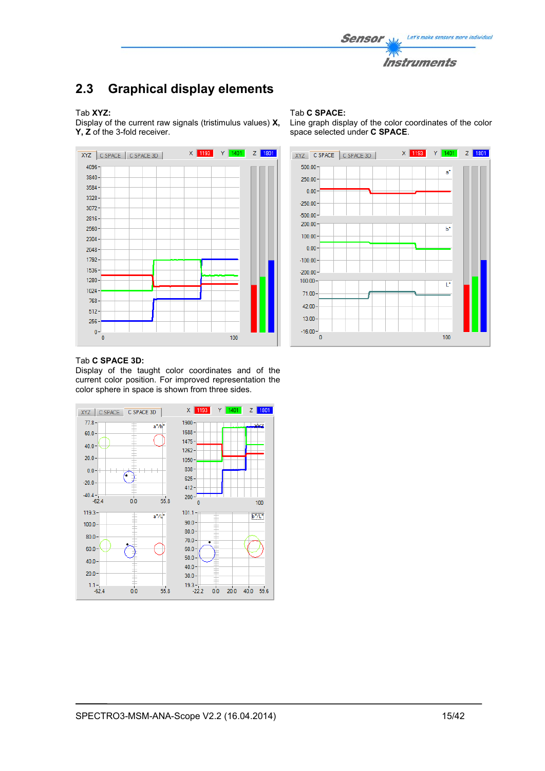## 2.3 Graphical display elements

Tab **XYZ:**
Display of the current raw signals (tristimulus values) **X, Y, Z** of the 3-fold receiver.

Tab **C SPACE:**
Line graph display of the color coordinates of the color space selected under **C SPACE**.

Tab **C SPACE 3D:**
Display of the taught color coordinates and of the current color position. For improved representation the color sphere in space is shown from three sides.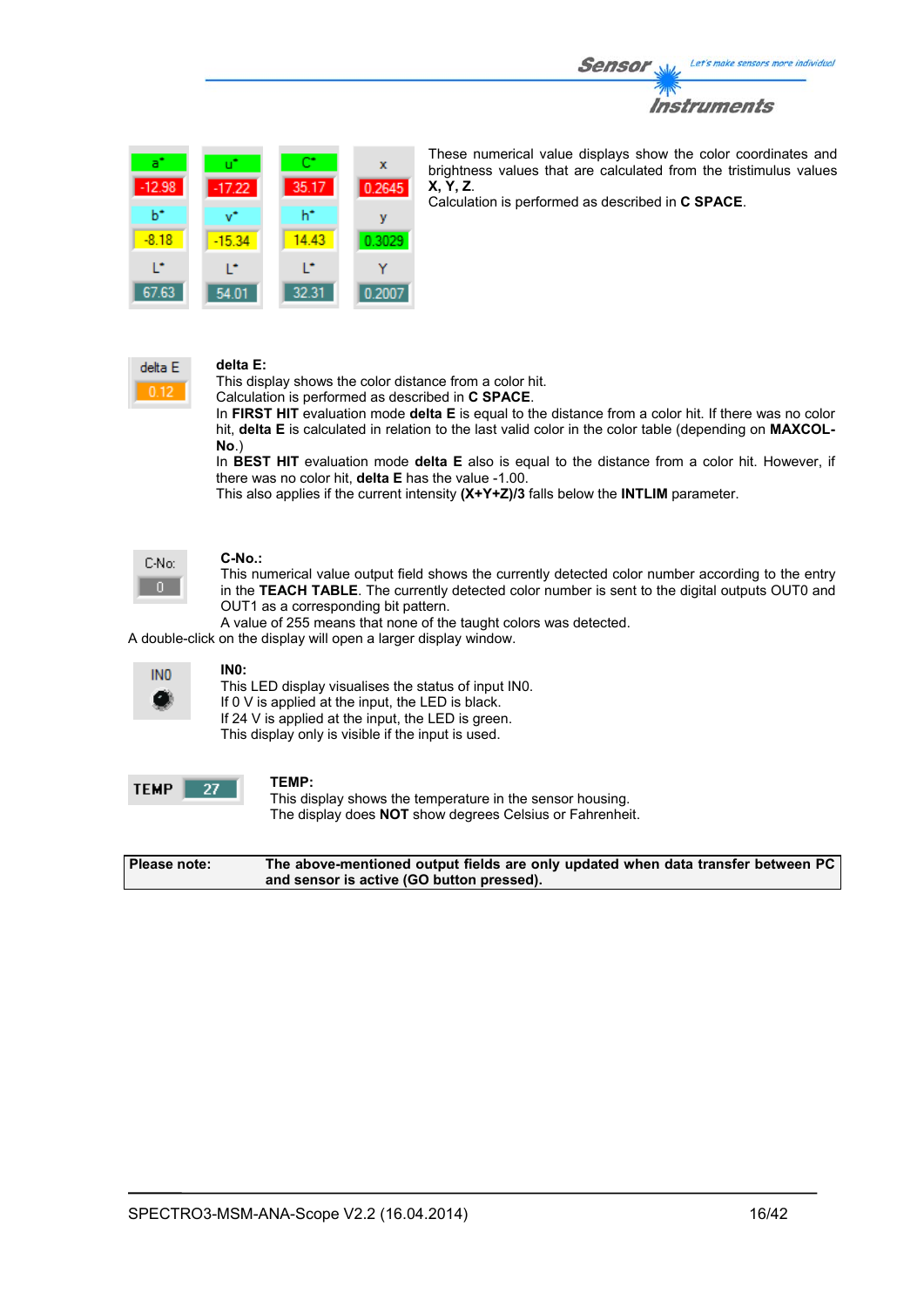| a* | u* | C* | x |
| --- | --- | --- | --- |
| -12.98 | -17.22 | 35.17 | 0.2645 |
| b* | v* | h* | y |
| -8.18 | -15.34 | 14.43 | 0.3029 |
| L* | L* | L* | Y |
| 67.63 | 54.01 | 32.31 | 0.2007 |

These numerical value displays show the color coordinates and brightness values that are calculated from the tristimulus values **X, Y, Z**.
Calculation is performed as described in **C SPACE**.

delta E
0.12

**delta E:**
This display shows the color distance from a color hit.
Calculation is performed as described in **C SPACE**.
In **FIRST HIT** evaluation mode **delta E** is equal to the distance from a color hit. If there was no color hit, **delta E** is calculated in relation to the last valid color in the color table (depending on **MAXCOL-No.**)
In **BEST HIT** evaluation mode **delta E** also is equal to the distance from a color hit. However, if there was no color hit, **delta E** has the value -1.00.
This also applies if the current intensity **(X+Y+Z)/3** falls below the **INTLIM** parameter.

C-No:
0

**C-No.:**
This numerical value output field shows the currently detected color number according to the entry in the **TEACH TABLE**. The currently detected color number is sent to the digital outputs OUT0 and OUT1 as a corresponding bit pattern.
A value of 255 means that none of the taught colors was detected.
A double-click on the display will open a larger display window.

IN0

**IN0:**
This LED display visualises the status of input IN0.
If 0 V is applied at the input, the LED is black.
If 24 V is applied at the input, the LED is green.
This display only is visible if the input is used.

TEMP 27

**TEMP:**
This display shows the temperature in the sensor housing.
The display does **NOT** show degrees Celsius or Fahrenheit.

| **Please note:** | **The above-mentioned output fields are only updated when data transfer between PC and sensor is active (GO button pressed).** |
| --- | --- |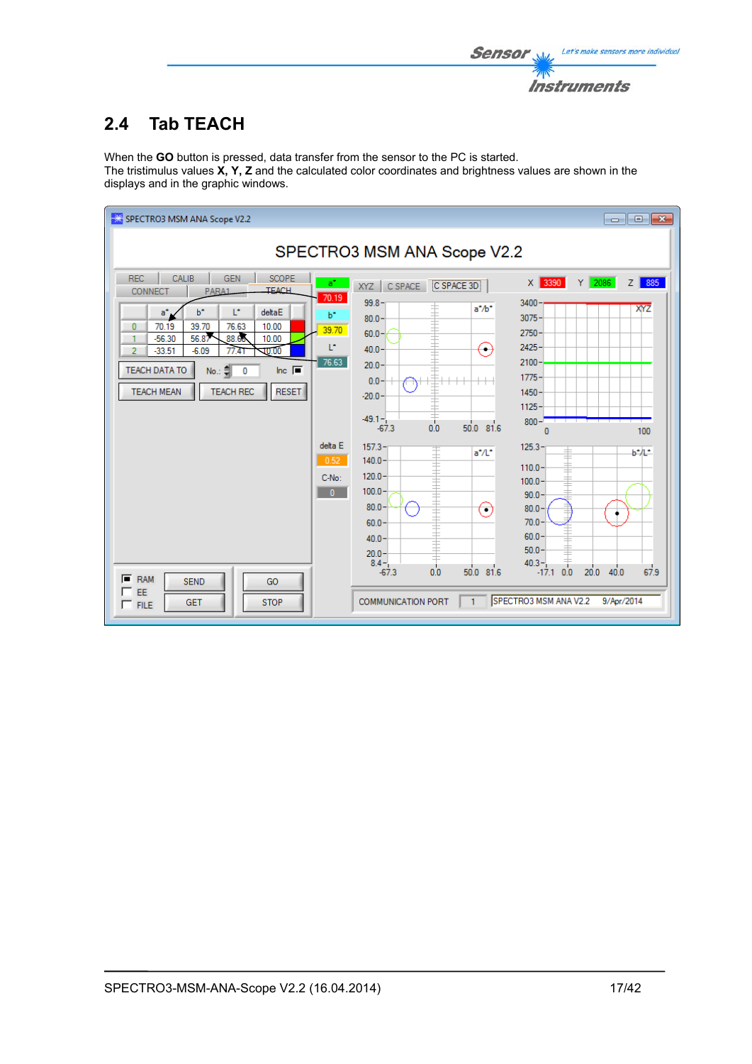## 2.4 Tab TEACH

When the **GO** button is pressed, data transfer from the sensor to the PC is started.
The tristimulus values **X, Y, Z** and the calculated color coordinates and brightness values are shown in the displays and in the graphic windows.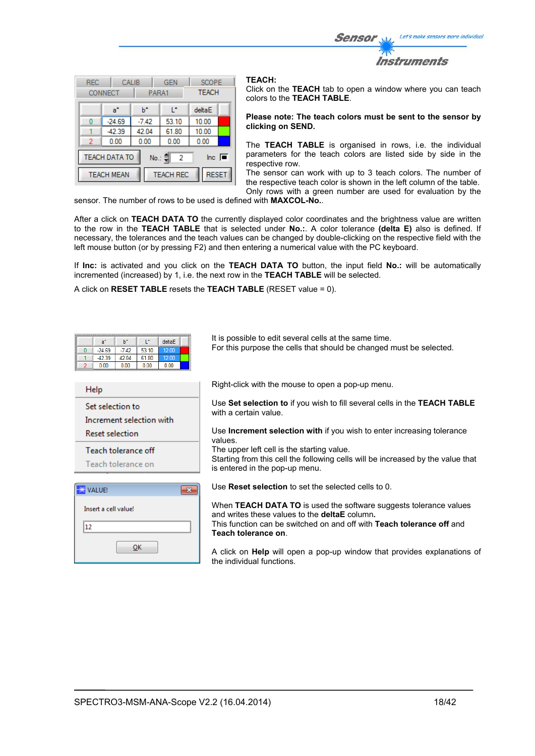**TEACH:**
Click on the **TEACH** tab to open a window where you can teach colors to the **TEACH TABLE**.

**Please note: The teach colors must be sent to the sensor by clicking on SEND.**

The **TEACH TABLE** is organised in rows, i.e. the individual parameters for the teach colors are listed side by side in the respective row.
The sensor can work with up to 3 teach colors. The number of the respective teach color is shown in the left column of the table. Only rows with a green number are used for evaluation by the sensor. The number of rows to be used is defined with **MAXCOL-No.**.

After a click on **TEACH DATA TO** the currently displayed color coordinates and the brightness value are written to the row in the **TEACH TABLE** that is selected under **No.:**. A color tolerance **(delta E)** also is defined. If necessary, the tolerances and the teach values can be changed by double-clicking on the respective field with the left mouse button (or by pressing F2) and then entering a numerical value with the PC keyboard.

If **Inc:** is activated and you click on the **TEACH DATA TO** button, the input field **No.:** will be automatically incremented (increased) by 1, i.e. the next row in the **TEACH TABLE** will be selected.

A click on **RESET TABLE** resets the **TEACH TABLE** (RESET value = 0).

It is possible to edit several cells at the same time.
For this purpose the cells that should be changed must be selected.

Right-click with the mouse to open a pop-up menu.

Use **Set selection to** if you wish to fill several cells in the **TEACH TABLE** with a certain value.

Use **Increment selection with** if you wish to enter increasing tolerance values.
The upper left cell is the starting value.
Starting from this cell the following cells will be increased by the value that is entered in the pop-up menu.

Use **Reset selection** to set the selected cells to 0.

When **TEACH DATA TO** is used the software suggests tolerance values and writes these values to the **deltaE** column.
This function can be switched on and off with **Teach tolerance off** and **Teach tolerance on**.

A click on **Help** will open a pop-up window that provides explanations of the individual functions.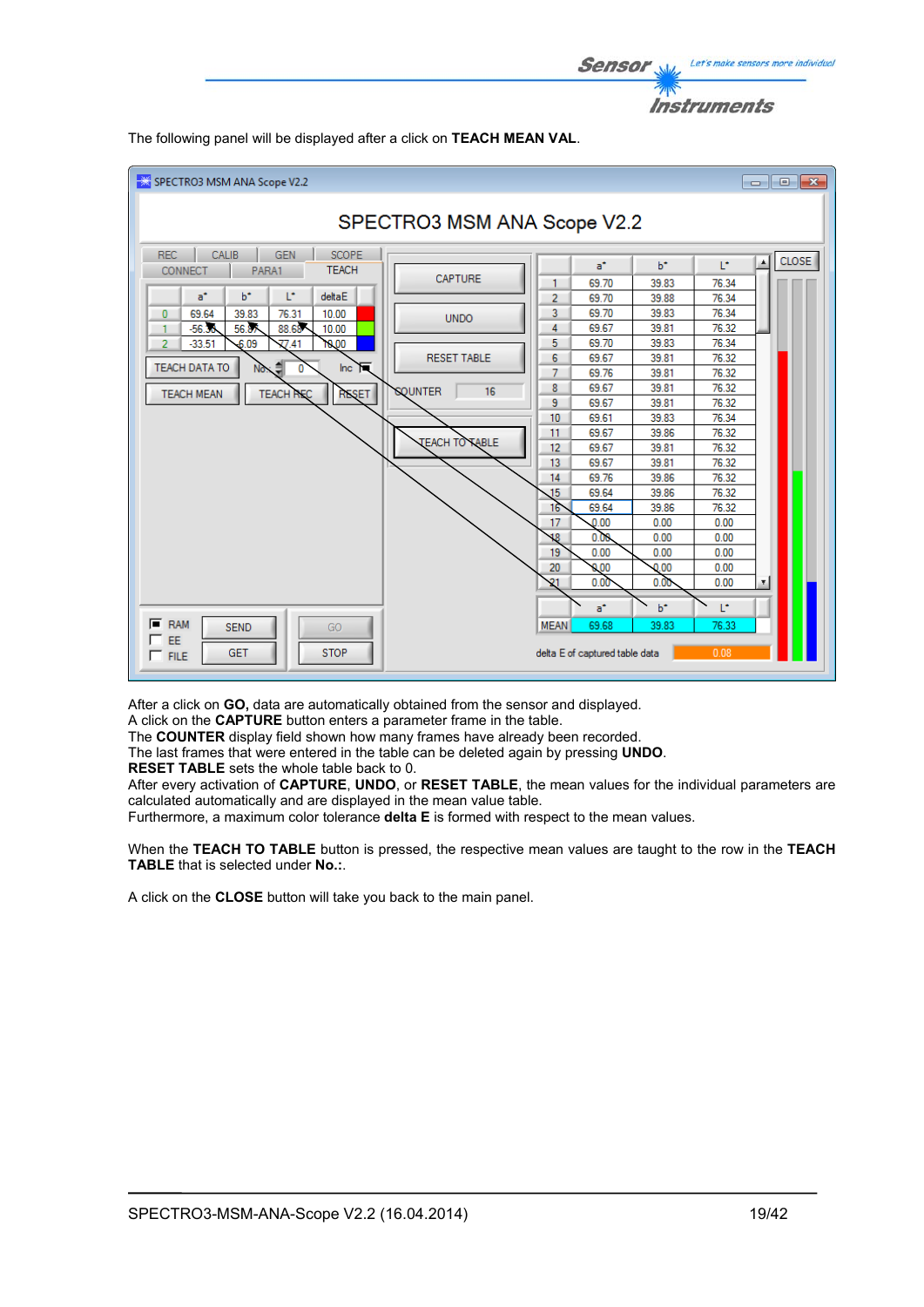The following panel will be displayed after a click on **TEACH MEAN VAL**.

After a click on **GO,** data are automatically obtained from the sensor and displayed.
A click on the **CAPTURE** button enters a parameter frame in the table.
The **COUNTER** display field shown how many frames have already been recorded.
The last frames that were entered in the table can be deleted again by pressing **UNDO**.
**RESET TABLE** sets the whole table back to 0.
After every activation of **CAPTURE**, **UNDO**, or **RESET TABLE**, the mean values for the individual parameters are calculated automatically and are displayed in the mean value table.
Furthermore, a maximum color tolerance **delta E** is formed with respect to the mean values.

When the **TEACH TO TABLE** button is pressed, the respective mean values are taught to the row in the **TEACH TABLE** that is selected under **No.:**.

A click on the **CLOSE** button will take you back to the main panel.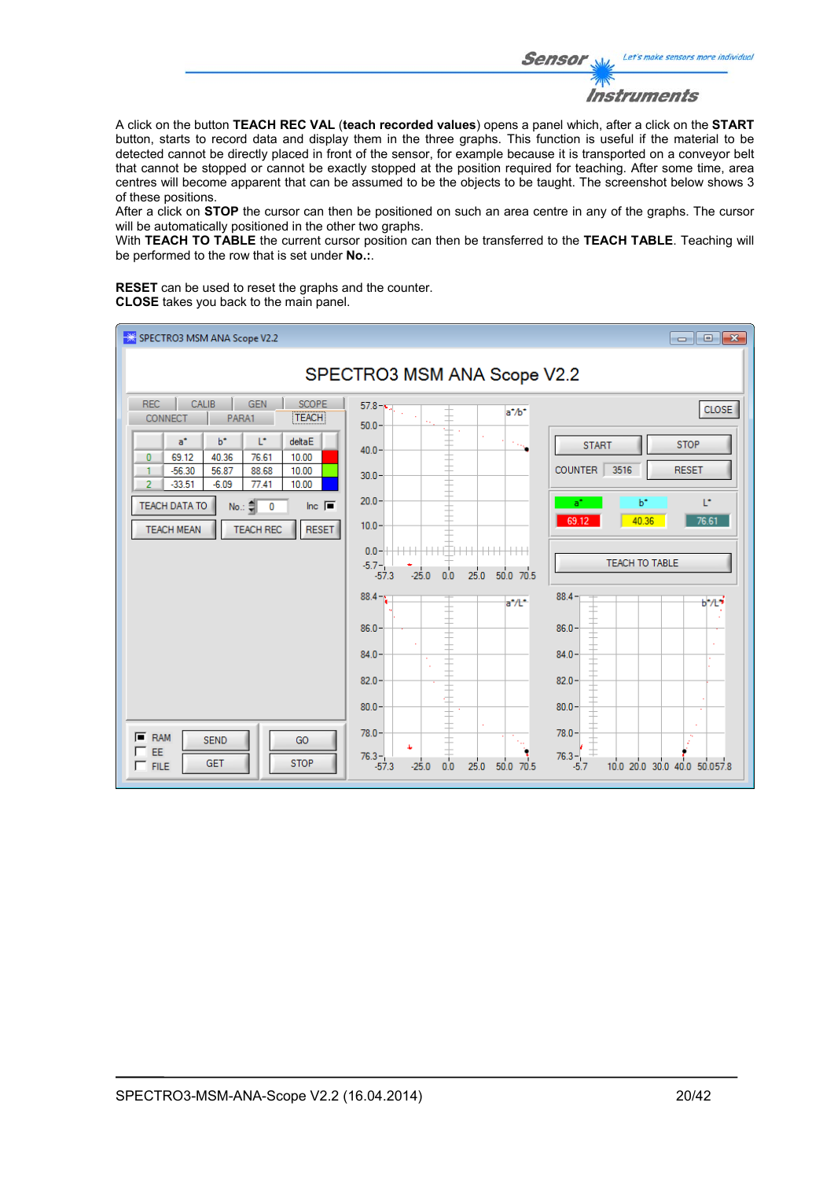A click on the button **TEACH REC VAL** (**teach recorded values**) opens a panel which, after a click on the **START** button, starts to record data and display them in the three graphs. This function is useful if the material to be detected cannot be directly placed in front of the sensor, for example because it is transported on a conveyor belt that cannot be stopped or cannot be exactly stopped at the position required for teaching. After some time, area centres will become apparent that can be assumed to be the objects to be taught. The screenshot below shows 3 of these positions.
After a click on **STOP** the cursor can then be positioned on such an area centre in any of the graphs. The cursor will be automatically positioned in the other two graphs.
With **TEACH TO TABLE** the current cursor position can then be transferred to the **TEACH TABLE**. Teaching will be performed to the row that is set under **No.:**.

**RESET** can be used to reset the graphs and the counter.
**CLOSE** takes you back to the main panel.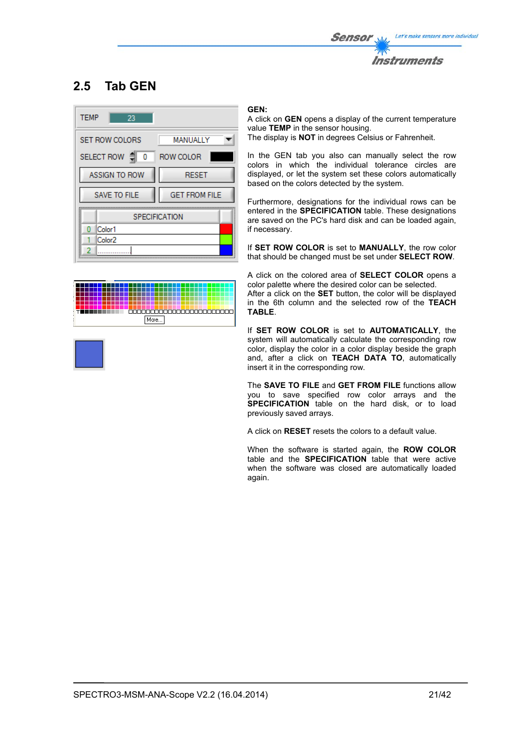## 2.5 Tab GEN

**GEN:**
A click on **GEN** opens a display of the current temperature value **TEMP** in the sensor housing.
The display is **NOT** in degrees Celsius or Fahrenheit.

In the GEN tab you also can manually select the row colors in which the individual tolerance circles are displayed, or let the system set these colors automatically based on the colors detected by the system.

Furthermore, designations for the individual rows can be entered in the **SPECIFICATION** table. These designations are saved on the PC's hard disk and can be loaded again, if necessary.

If **SET ROW COLOR** is set to **MANUALLY**, the row color that should be changed must be set under **SELECT ROW**.

A click on the colored area of **SELECT COLOR** opens a color palette where the desired color can be selected.
After a click on the **SET** button, the color will be displayed in the 6th column and the selected row of the **TEACH TABLE**.

If **SET ROW COLOR** is set to **AUTOMATICALLY**, the system will automatically calculate the corresponding row color, display the color in a color display beside the graph and, after a click on **TEACH DATA TO**, automatically insert it in the corresponding row.

The **SAVE TO FILE** and **GET FROM FILE** functions allow you to save specified row color arrays and the **SPECIFICATION** table on the hard disk, or to load previously saved arrays.

A click on **RESET** resets the colors to a default value.

When the software is started again, the **ROW COLOR** table and the **SPECIFICATION** table that were active when the software was closed are automatically loaded again.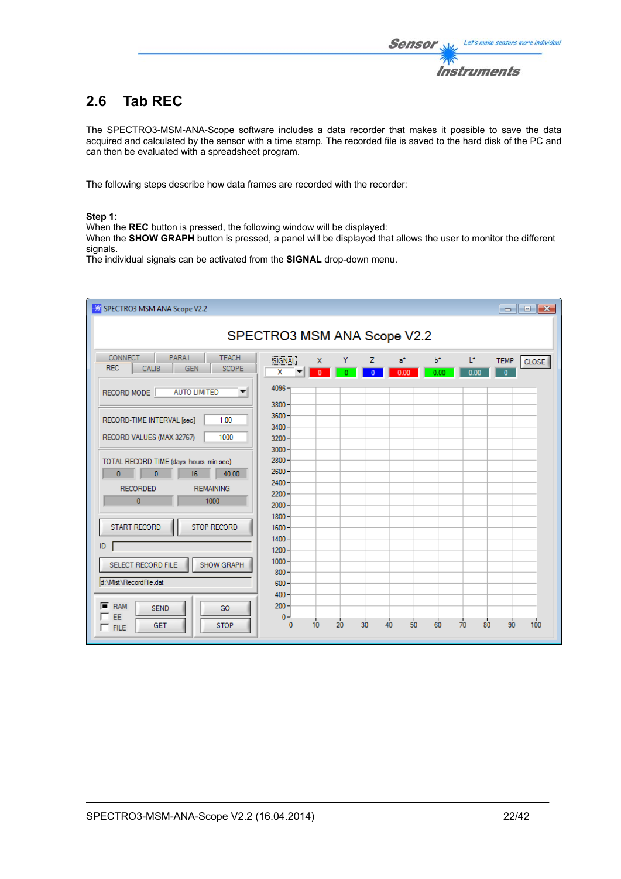## 2.6 Tab REC

The SPECTRO3-MSM-ANA-Scope software includes a data recorder that makes it possible to save the data acquired and calculated by the sensor with a time stamp. The recorded file is saved to the hard disk of the PC and can then be evaluated with a spreadsheet program.

The following steps describe how data frames are recorded with the recorder:

**Step 1:**
When the **REC** button is pressed, the following window will be displayed:
When the **SHOW GRAPH** button is pressed, a panel will be displayed that allows the user to monitor the different signals.
The individual signals can be activated from the **SIGNAL** drop-down menu.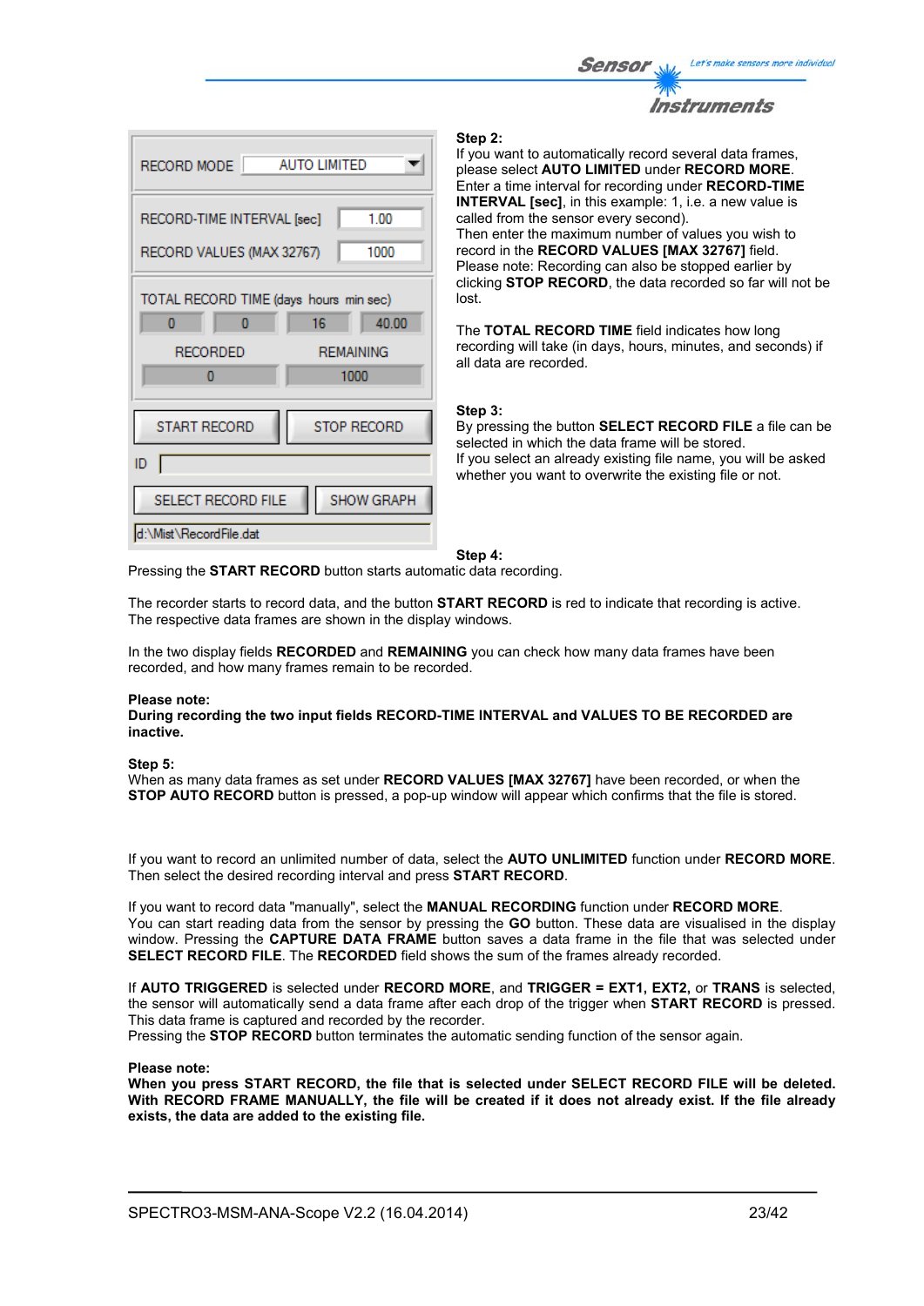**Step 2:**
If you want to automatically record several data frames, please select **AUTO LIMITED** under **RECORD MORE**.
Enter a time interval for recording under **RECORD-TIME INTERVAL [sec]**, in this example: 1, i.e. a new value is called from the sensor every second).
Then enter the maximum number of values you wish to record in the **RECORD VALUES [MAX 32767]** field.
Please note: Recording can also be stopped earlier by clicking **STOP RECORD**, the data recorded so far will not be lost.

The **TOTAL RECORD TIME** field indicates how long recording will take (in days, hours, minutes, and seconds) if all data are recorded.

**Step 3:**
By pressing the button **SELECT RECORD FILE** a file can be selected in which the data frame will be stored.
If you select an already existing file name, you will be asked whether you want to overwrite the existing file or not.

**Step 4:**
Pressing the **START RECORD** button starts automatic data recording.

The recorder starts to record data, and the button **START RECORD** is red to indicate that recording is active.
The respective data frames are shown in the display windows.

In the two display fields **RECORDED** and **REMAINING** you can check how many data frames have been recorded, and how many frames remain to be recorded.

**Please note:**
**During recording the two input fields RECORD-TIME INTERVAL and VALUES TO BE RECORDED are inactive.**

**Step 5:**
When as many data frames as set under **RECORD VALUES [MAX 32767]** have been recorded, or when the **STOP AUTO RECORD** button is pressed, a pop-up window will appear which confirms that the file is stored.

If you want to record an unlimited number of data, select the **AUTO UNLIMITED** function under **RECORD MORE**.
Then select the desired recording interval and press **START RECORD**.

If you want to record data "manually", select the **MANUAL RECORDING** function under **RECORD MORE**.
You can start reading data from the sensor by pressing the **GO** button. These data are visualised in the display window. Pressing the **CAPTURE DATA FRAME** button saves a data frame in the file that was selected under **SELECT RECORD FILE**. The **RECORDED** field shows the sum of the frames already recorded.

If **AUTO TRIGGERED** is selected under **RECORD MORE**, and **TRIGGER = EXT1, EXT2,** or **TRANS** is selected, the sensor will automatically send a data frame after each drop of the trigger when **START RECORD** is pressed.
This data frame is captured and recorded by the recorder.
Pressing the **STOP RECORD** button terminates the automatic sending function of the sensor again.

**Please note:**
**When you press START RECORD, the file that is selected under SELECT RECORD FILE will be deleted. With RECORD FRAME MANUALLY, the file will be created if it does not already exist. If the file already exists, the data are added to the existing file.**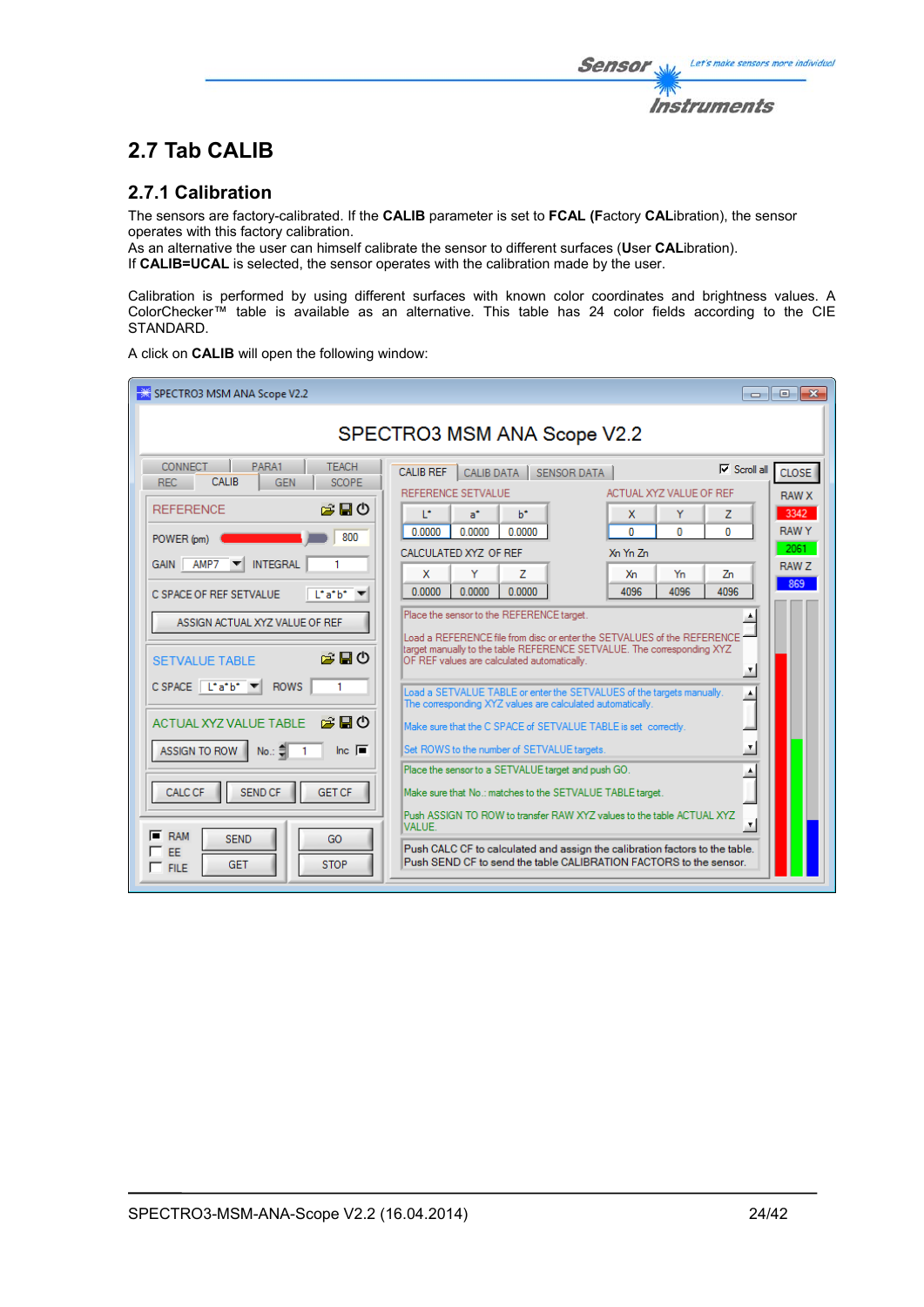## 2.7 Tab CALIB

### 2.7.1 Calibration

The sensors are factory-calibrated. If the **CALIB** parameter is set to **FCAL** (**F**actory **CAL**ibration), the sensor operates with this factory calibration.
As an alternative the user can himself calibrate the sensor to different surfaces (**U**ser **CAL**ibration).
If **CALIB=UCAL** is selected, the sensor operates with the calibration made by the user.

Calibration is performed by using different surfaces with known color coordinates and brightness values. A ColorChecker™ table is available as an alternative. This table has 24 color fields according to the CIE STANDARD.

A click on **CALIB** will open the following window: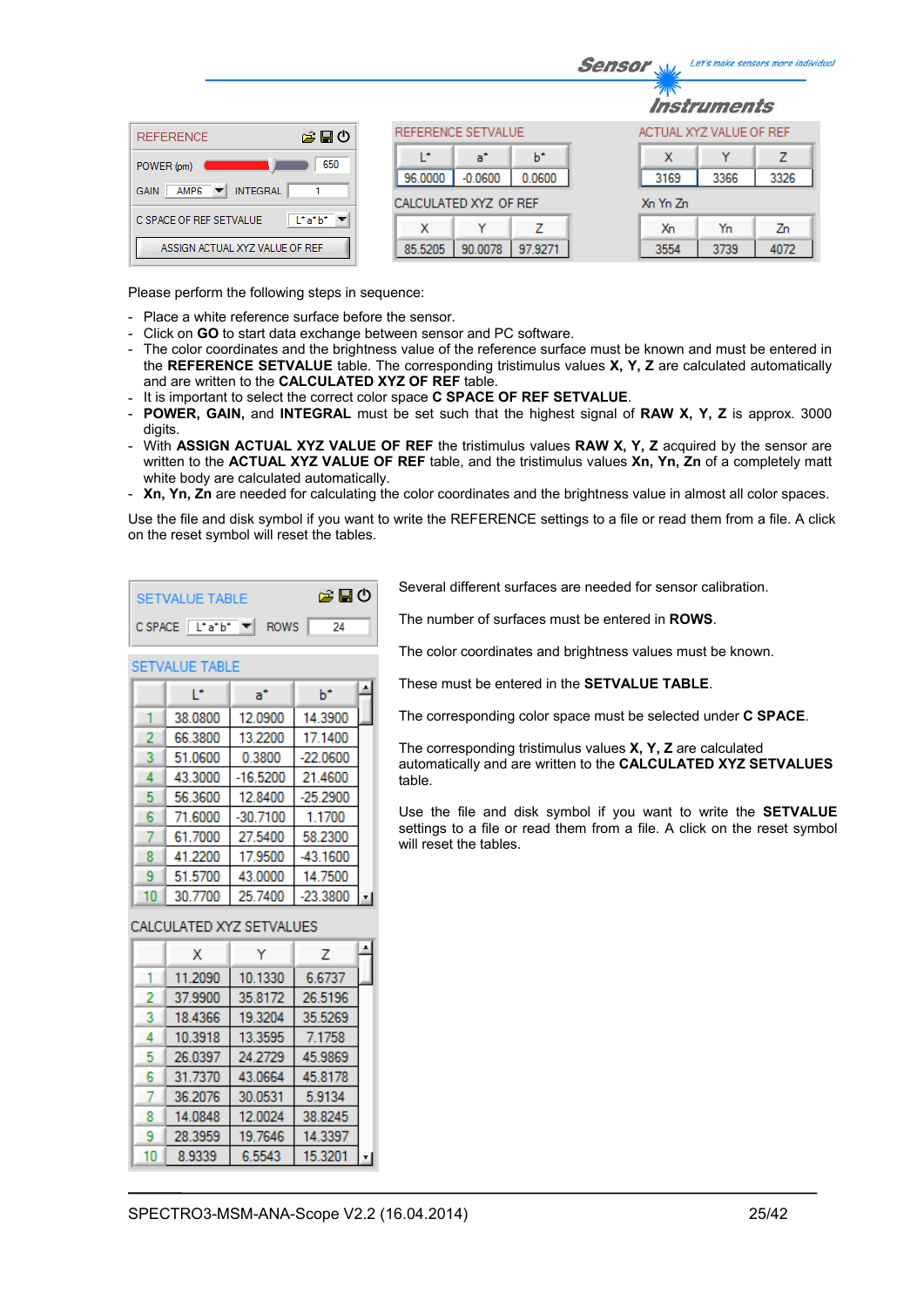REFERENCE

POWER (pm) 650

GAIN AMP6 INTEGRAL 1

C SPACE OF REF SETVALUE L*a*b*

ASSIGN ACTUAL XYZ VALUE OF REF

REFERENCE SETVALUE

| L* | a* | b* |
|---|---|---|
| 96.0000 | -0.0600 | 0.0600 |

CALCULATED XYZ OF REF

| X | Y | Z |
|---|---|---|
| 85.5205 | 90.0078 | 97.9271 |

ACTUAL XYZ VALUE OF REF

| X | Y | Z |
|---|---|---|
| 3169 | 3366 | 3326 |

Xn Yn Zn

| Xn | Yn | Zn |
|---|---|---|
| 3554 | 3739 | 4072 |

Please perform the following steps in sequence:

- Place a white reference surface before the sensor.
- Click on **GO** to start data exchange between sensor and PC software.
- The color coordinates and the brightness value of the reference surface must be known and must be entered in the **REFERENCE SETVALUE** table. The corresponding tristimulus values **X, Y, Z** are calculated automatically and are written to the **CALCULATED XYZ OF REF** table.
- It is important to select the correct color space **C SPACE OF REF SETVALUE**.
- **POWER, GAIN,** and **INTEGRAL** must be set such that the highest signal of **RAW X, Y, Z** is approx. 3000 digits.
- With **ASSIGN ACTUAL XYZ VALUE OF REF** the tristimulus values **RAW X, Y, Z** acquired by the sensor are written to the **ACTUAL XYZ VALUE OF REF** table, and the tristimulus values **Xn, Yn, Zn** of a completely matt white body are calculated automatically.
- **Xn, Yn, Zn** are needed for calculating the color coordinates and the brightness value in almost all color spaces.

Use the file and disk symbol if you want to write the REFERENCE settings to a file or read them from a file. A click on the reset symbol will reset the tables.

SETVALUE TABLE

C SPACE L*a*b* ROWS 24

SETVALUE TABLE

| | L* | a* | b* |
|---|---|---|---|
| 1 | 38.0800 | 12.0900 | 14.3900 |
| 2 | 66.3800 | 13.2200 | 17.1400 |
| 3 | 51.0600 | 0.3800 | -22.0600 |
| 4 | 43.3000 | -16.5200 | 21.4600 |
| 5 | 56.3600 | 12.8400 | -25.2900 |
| 6 | 71.6000 | -30.7100 | 1.1700 |
| 7 | 61.7000 | 27.5400 | 58.2300 |
| 8 | 41.2200 | 17.9500 | -43.1600 |
| 9 | 51.5700 | 43.0000 | 14.7500 |
| 10 | 30.7700 | 25.7400 | -23.3800 |

CALCULATED XYZ SETVALUES

| | X | Y | Z |
|---|---|---|---|
| 1 | 11.2090 | 10.1330 | 6.6737 |
| 2 | 37.9900 | 35.8172 | 26.5196 |
| 3 | 18.4366 | 19.3204 | 35.5269 |
| 4 | 10.3918 | 13.3595 | 7.1758 |
| 5 | 26.0397 | 24.2729 | 45.9869 |
| 6 | 31.7370 | 43.0664 | 45.8178 |
| 7 | 36.2076 | 30.0531 | 5.9134 |
| 8 | 14.0848 | 12.0024 | 38.8245 |
| 9 | 28.3959 | 19.7646 | 14.3397 |
| 10 | 8.9339 | 6.5543 | 15.3201 |

Several different surfaces are needed for sensor calibration.

The number of surfaces must be entered in **ROWS**.

The color coordinates and brightness values must be known.

These must be entered in the **SETVALUE TABLE**.

The corresponding color space must be selected under **C SPACE**.

The corresponding tristimulus values **X, Y, Z** are calculated automatically and are written to the **CALCULATED XYZ SETVALUES** table.

Use the file and disk symbol if you want to write the **SETVALUE** settings to a file or read them from a file. A click on the reset symbol will reset the tables.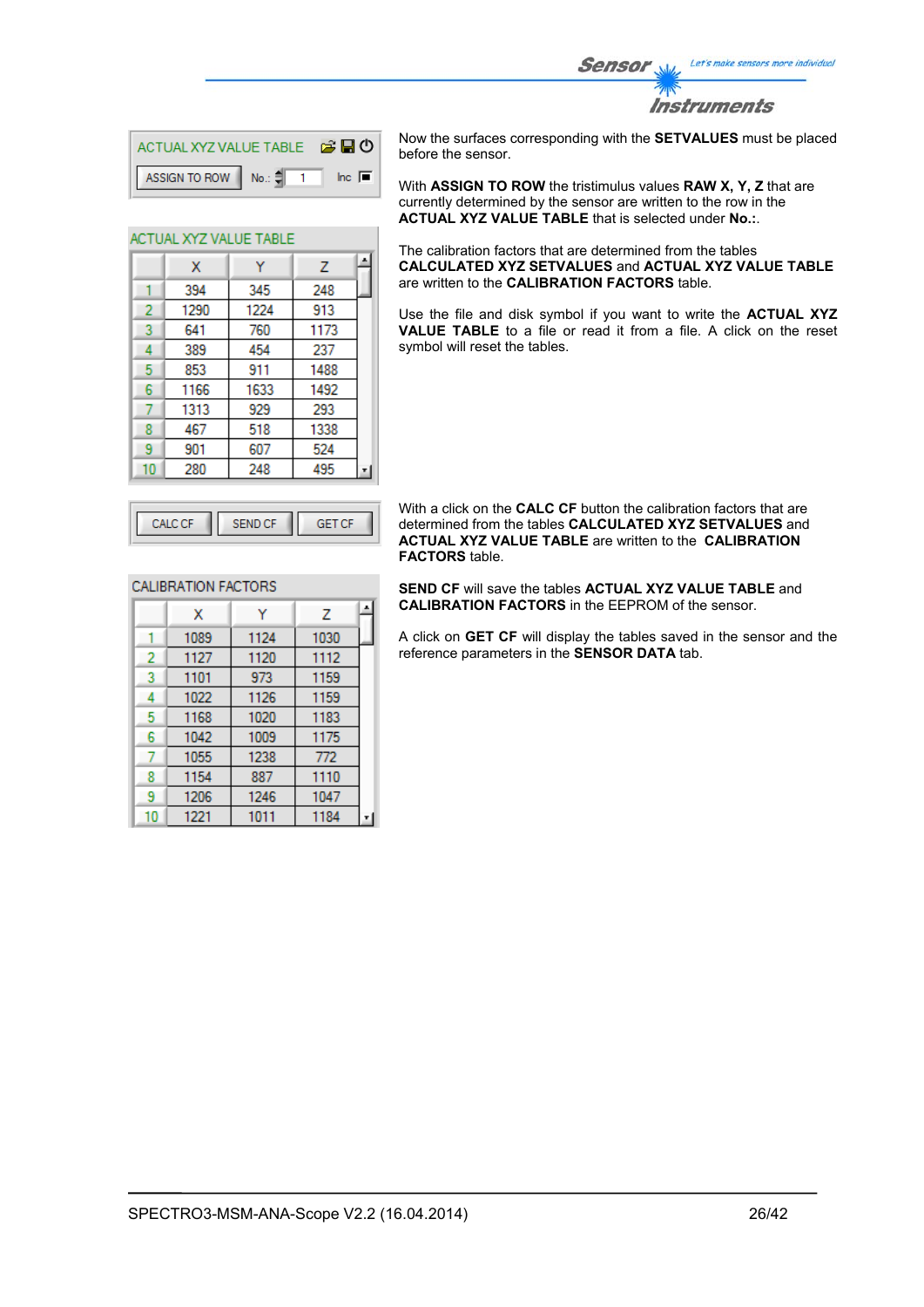ACTUAL XYZ VALUE TABLE

ASSIGN TO ROW   No.: 1   Inc

Now the surfaces corresponding with the **SETVALUES** must be placed before the sensor.

With **ASSIGN TO ROW** the tristimulus values **RAW X, Y, Z** that are currently determined by the sensor are written to the row in the **ACTUAL XYZ VALUE TABLE** that is selected under **No.:**.

The calibration factors that are determined from the tables **CALCULATED XYZ SETVALUES** and **ACTUAL XYZ VALUE TABLE** are written to the **CALIBRATION FACTORS** table.

Use the file and disk symbol if you want to write the **ACTUAL XYZ VALUE TABLE** to a file or read it from a file. A click on the reset symbol will reset the tables.

ACTUAL XYZ VALUE TABLE

| | X | Y | Z |
|---|---|---|---|
| 1 | 394 | 345 | 248 |
| 2 | 1290 | 1224 | 913 |
| 3 | 641 | 760 | 1173 |
| 4 | 389 | 454 | 237 |
| 5 | 853 | 911 | 1488 |
| 6 | 1166 | 1633 | 1492 |
| 7 | 1313 | 929 | 293 |
| 8 | 467 | 518 | 1338 |
| 9 | 901 | 607 | 524 |
| 10 | 280 | 248 | 495 |

CALC CF   SEND CF   GET CF

With a click on the **CALC CF** button the calibration factors that are determined from the tables **CALCULATED XYZ SETVALUES** and **ACTUAL XYZ VALUE TABLE** are written to the **CALIBRATION FACTORS** table.

**SEND CF** will save the tables **ACTUAL XYZ VALUE TABLE** and **CALIBRATION FACTORS** in the EEPROM of the sensor.

A click on **GET CF** will display the tables saved in the sensor and the reference parameters in the **SENSOR DATA** tab.

CALIBRATION FACTORS

| | X | Y | Z |
|---|---|---|---|
| 1 | 1089 | 1124 | 1030 |
| 2 | 1127 | 1120 | 1112 |
| 3 | 1101 | 973 | 1159 |
| 4 | 1022 | 1126 | 1159 |
| 5 | 1168 | 1020 | 1183 |
| 6 | 1042 | 1009 | 1175 |
| 7 | 1055 | 1238 | 772 |
| 8 | 1154 | 887 | 1110 |
| 9 | 1206 | 1246 | 1047 |
| 10 | 1221 | 1011 | 1184 |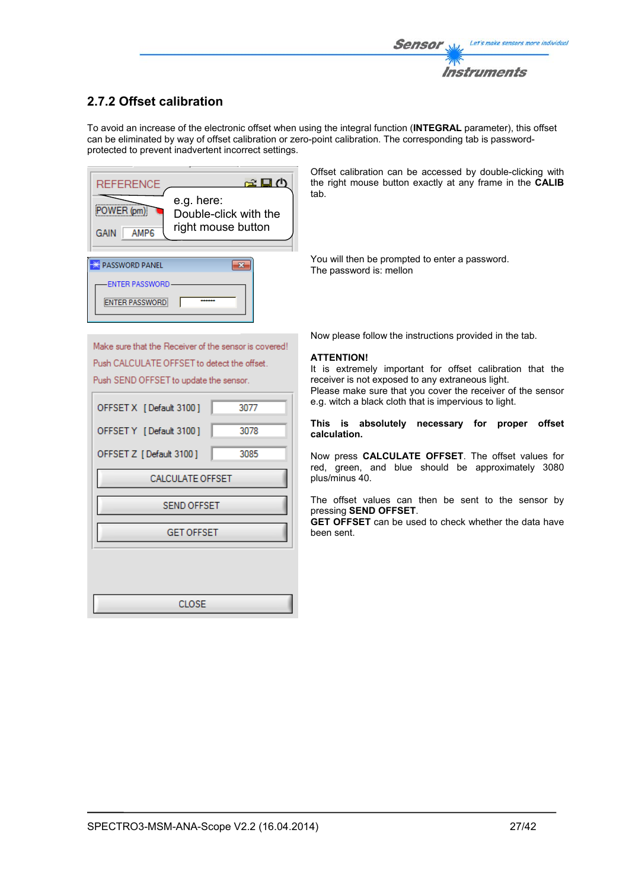## 2.7.2 Offset calibration

To avoid an increase of the electronic offset when using the integral function (**INTEGRAL** parameter), this offset can be eliminated by way of offset calibration or zero-point calibration. The corresponding tab is password-protected to prevent inadvertent incorrect settings.

Offset calibration can be accessed by double-clicking with the right mouse button exactly at any frame in the **CALIB** tab.

You will then be prompted to enter a password.
The password is: mellon

Now please follow the instructions provided in the tab.

**ATTENTION!**
It is extremely important for offset calibration that the receiver is not exposed to any extraneous light.
Please make sure that you cover the receiver of the sensor e.g. witch a black cloth that is impervious to light.

**This is absolutely necessary for proper offset calculation.**

Now press **CALCULATE OFFSET**. The offset values for red, green, and blue should be approximately 3080 plus/minus 40.

The offset values can then be sent to the sensor by pressing **SEND OFFSET**.
**GET OFFSET** can be used to check whether the data have been sent.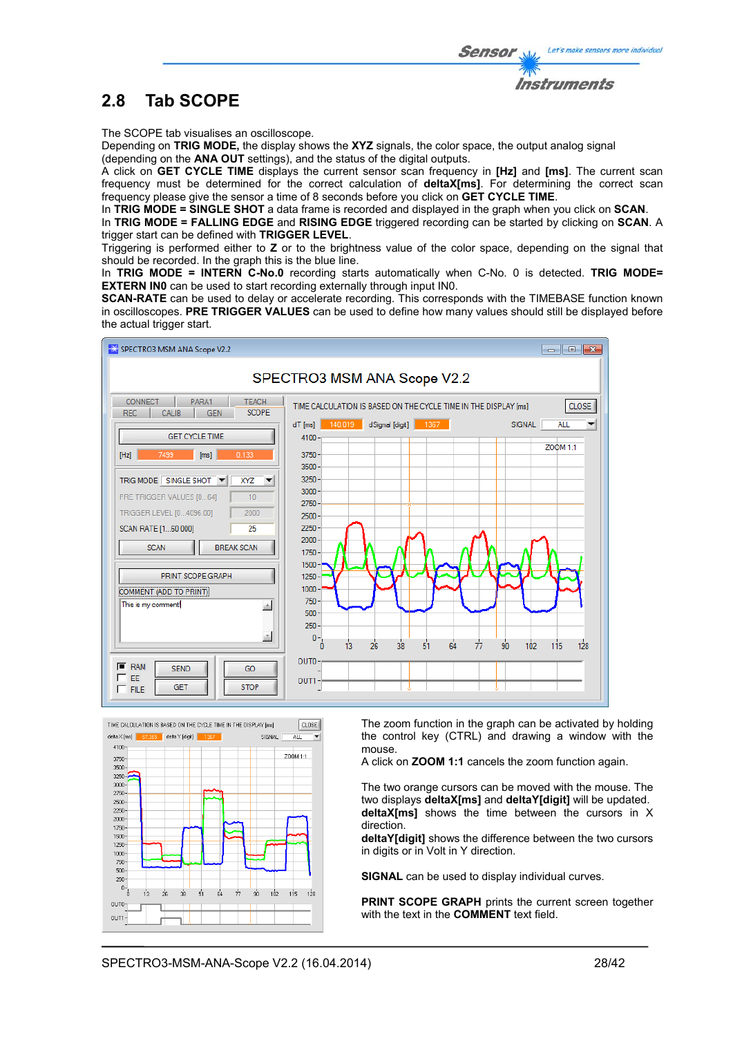## 2.8 Tab SCOPE

The SCOPE tab visualises an oscilloscope.
Depending on **TRIG MODE,** the display shows the **XYZ** signals, the color space, the output analog signal (depending on the **ANA OUT** settings), and the status of the digital outputs.
A click on **GET CYCLE TIME** displays the current sensor scan frequency in **[Hz]** and **[ms]**. The current scan frequency must be determined for the correct calculation of **deltaX[ms]**. For determining the correct scan frequency please give the sensor a time of 8 seconds before you click on **GET CYCLE TIME**.
In **TRIG MODE = SINGLE SHOT** a data frame is recorded and displayed in the graph when you click on **SCAN**.
In **TRIG MODE = FALLING EDGE** and **RISING EDGE** triggered recording can be started by clicking on **SCAN**. A trigger start can be defined with **TRIGGER LEVEL**.
Triggering is performed either to **Z** or to the brightness value of the color space, depending on the signal that should be recorded. In the graph this is the blue line.
In **TRIG MODE = INTERN C-No.0** recording starts automatically when C-No. 0 is detected. **TRIG MODE= EXTERN IN0** can be used to start recording externally through input IN0.
**SCAN-RATE** can be used to delay or accelerate recording. This corresponds with the TIMEBASE function known in oscilloscopes. **PRE TRIGGER VALUES** can be used to define how many values should still be displayed before the actual trigger start.

The zoom function in the graph can be activated by holding the control key (CTRL) and drawing a window with the mouse.
A click on **ZOOM 1:1** cancels the zoom function again.

The two orange cursors can be moved with the mouse. The two displays **deltaX[ms]** and **deltaY[digit]** will be updated.
**deltaX[ms]** shows the time between the cursors in X direction.
**deltaY[digit]** shows the difference between the two cursors in digits or in Volt in Y direction.

**SIGNAL** can be used to display individual curves.

**PRINT SCOPE GRAPH** prints the current screen together with the text in the **COMMENT** text field.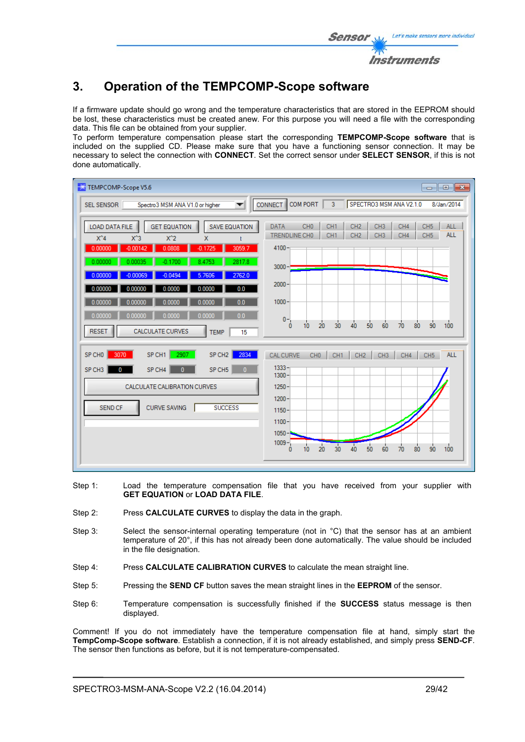# 3. Operation of the TEMPCOMP-Scope software

If a firmware update should go wrong and the temperature characteristics that are stored in the EEPROM should be lost, these characteristics must be created anew. For this purpose you will need a file with the corresponding data. This file can be obtained from your supplier.
To perform temperature compensation please start the corresponding **TEMPCOMP-Scope software** that is included on the supplied CD. Please make sure that you have a functioning sensor connection. It may be necessary to select the connection with **CONNECT**. Set the correct sensor under **SELECT SENSOR**, if this is not done automatically.

Step 1: Load the temperature compensation file that you have received from your supplier with **GET EQUATION** or **LOAD DATA FILE**.

Step 2: Press **CALCULATE CURVES** to display the data in the graph.

Step 3: Select the sensor-internal operating temperature (not in °C) that the sensor has at an ambient temperature of 20°, if this has not already been done automatically. The value should be included in the file designation.

Step 4: Press **CALCULATE CALIBRATION CURVES** to calculate the mean straight line.

Step 5: Pressing the **SEND CF** button saves the mean straight lines in the **EEPROM** of the sensor.

Step 6: Temperature compensation is successfully finished if the **SUCCESS** status message is then displayed.

Comment! If you do not immediately have the temperature compensation file at hand, simply start the **TempComp-Scope software**. Establish a connection, if it is not already established, and simply press **SEND-CF**. The sensor then functions as before, but it is not temperature-compensated.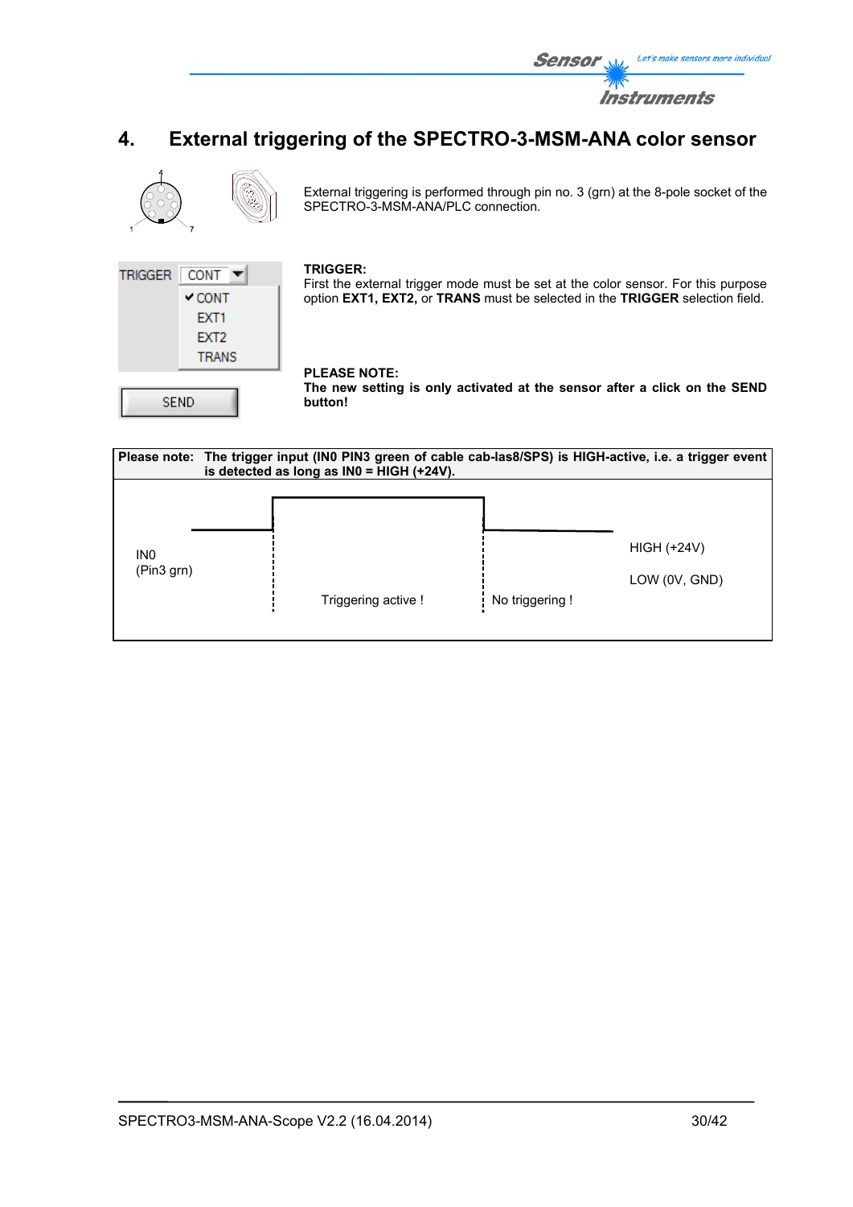# 4. External triggering of the SPECTRO-3-MSM-ANA color sensor

External triggering is performed through pin no. 3 (grn) at the 8-pole socket of the SPECTRO-3-MSM-ANA/PLC connection.

TRIGGER CONT

✔CONT
EXT1
EXT2
TRANS

SEND

**TRIGGER:**
First the external trigger mode must be set at the color sensor. For this purpose option **EXT1, EXT2,** or **TRANS** must be selected in the **TRIGGER** selection field.

**PLEASE NOTE:**
**The new setting is only activated at the sensor after a click on the SEND button!**

**Please note: The trigger input (IN0 PIN3 green of cable cab-las8/SPS) is HIGH-active, i.e. a trigger event is detected as long as IN0 = HIGH (+24V).**

IN0
(Pin3 grn)

Triggering active !

No triggering !

HIGH (+24V)

LOW (0V, GND)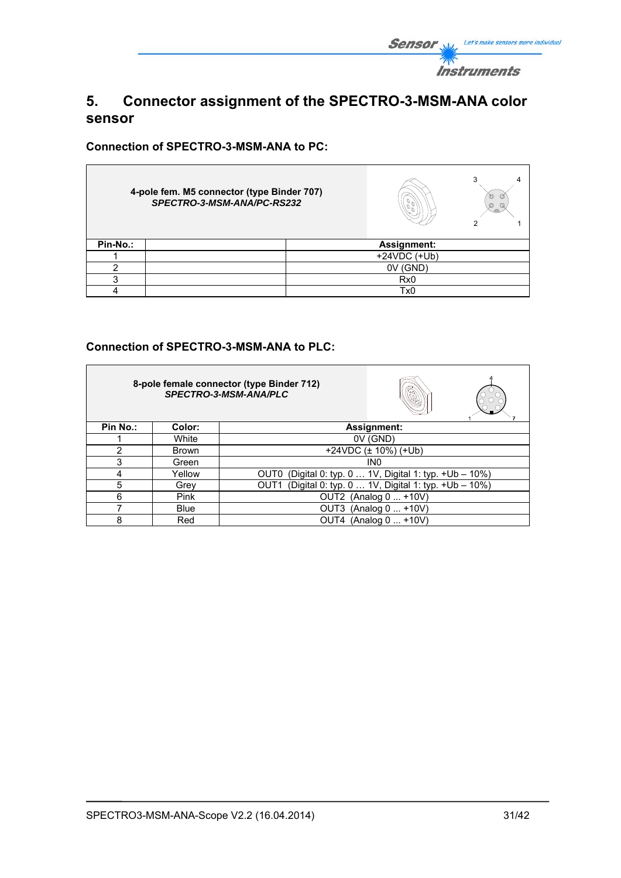# 5. Connector assignment of the SPECTRO-3-MSM-ANA color sensor

### Connection of SPECTRO-3-MSM-ANA to PC:

| 4-pole fem. M5 connector (type Binder 707) *SPECTRO-3-MSM-ANA/PC-RS232* | | |
|---|---|---|
| **Pin-No.:** | | **Assignment:** |
| 1 | | +24VDC (+Ub) |
| 2 | | 0V (GND) |
| 3 | | Rx0 |
| 4 | | Tx0 |

### Connection of SPECTRO-3-MSM-ANA to PLC:

| 8-pole female connector (type Binder 712) *SPECTRO-3-MSM-ANA/PLC* | | |
|---|---|---|
| **Pin No.:** | **Color:** | **Assignment:** |
| 1 | White | 0V (GND) |
| 2 | Brown | +24VDC (± 10%) (+Ub) |
| 3 | Green | IN0 |
| 4 | Yellow | OUT0 (Digital 0: typ. 0 … 1V, Digital 1: typ. +Ub – 10%) |
| 5 | Grey | OUT1 (Digital 0: typ. 0 … 1V, Digital 1: typ. +Ub – 10%) |
| 6 | Pink | OUT2 (Analog 0 ... +10V) |
| 7 | Blue | OUT3 (Analog 0 ... +10V) |
| 8 | Red | OUT4 (Analog 0 ... +10V) |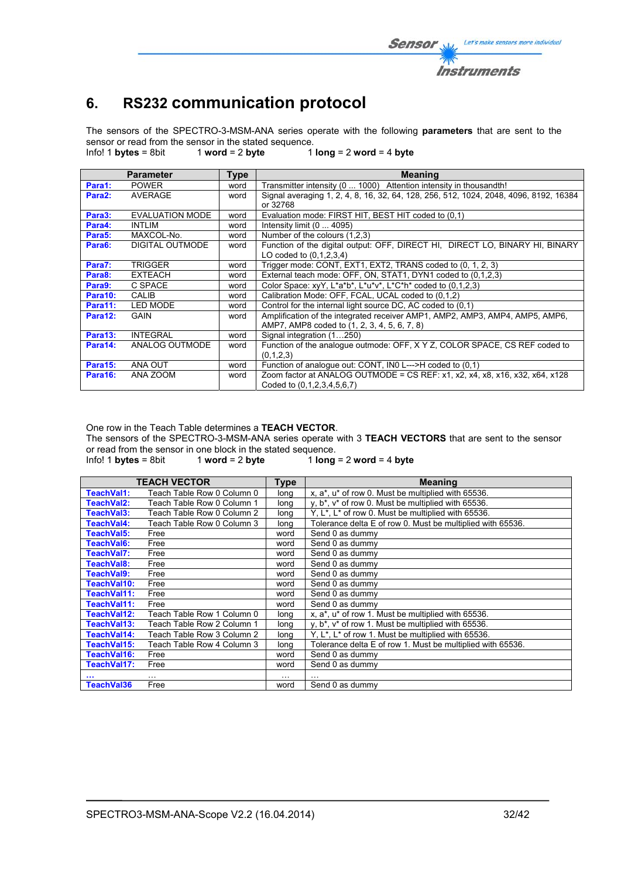# 6. RS232 communication protocol

The sensors of the SPECTRO-3-MSM-ANA series operate with the following **parameters** that are sent to the sensor or read from the sensor in the stated sequence.
Info! 1 **bytes** = 8bit 1 **word** = 2 **byte** 1 **long** = 2 **word** = 4 **byte**

| | Parameter | Type | Meaning |
|---|---|---|---|
| **Para1:** | POWER | word | Transmitter intensity (0 ... 1000) Attention intensity in thousandth! |
| **Para2:** | AVERAGE | word | Signal averaging 1, 2, 4, 8, 16, 32, 64, 128, 256, 512, 1024, 2048, 4096, 8192, 16384 or 32768 |
| **Para3:** | EVALUATION MODE | word | Evaluation mode: FIRST HIT, BEST HIT coded to (0,1) |
| **Para4:** | INTLIM | word | Intensity limit (0 ... 4095) |
| **Para5:** | MAXCOL-No. | word | Number of the colours (1,2,3) |
| **Para6:** | DIGITAL OUTMODE | word | Function of the digital output: OFF, DIRECT HI, DIRECT LO, BINARY HI, BINARY LO coded to (0,1,2,3,4) |
| **Para7:** | TRIGGER | word | Trigger mode: CONT, EXT1, EXT2, TRANS coded to (0, 1, 2, 3) |
| **Para8:** | EXTEACH | word | External teach mode: OFF, ON, STAT1, DYN1 coded to (0,1,2,3) |
| **Para9:** | C SPACE | word | Color Space: xyY, L*a*b*, L*u*v*, L*C*h* coded to (0,1,2,3) |
| **Para10:** | CALIB | word | Calibration Mode: OFF, FCAL, UCAL coded to (0,1,2) |
| **Para11:** | LED MODE | word | Control for the internal light source DC, AC coded to (0,1) |
| **Para12:** | GAIN | word | Amplification of the integrated receiver AMP1, AMP2, AMP3, AMP4, AMP5, AMP6, AMP7, AMP8 coded to (1, 2, 3, 4, 5, 6, 7, 8) |
| **Para13:** | INTEGRAL | word | Signal integration (1…250) |
| **Para14:** | ANALOG OUTMODE | word | Function of the analogue outmode: OFF, X Y Z, COLOR SPACE, CS REF coded to (0,1,2,3) |
| **Para15:** | ANA OUT | word | Function of analogue out: CONT, IN0 L--->H coded to (0,1) |
| **Para16:** | ANA ZOOM | word | Zoom factor at ANALOG OUTMODE = CS REF: x1, x2, x4, x8, x16, x32, x64, x128 Coded to (0,1,2,3,4,5,6,7) |

One row in the Teach Table determines a **TEACH VECTOR**.
The sensors of the SPECTRO-3-MSM-ANA series operate with 3 **TEACH VECTORS** that are sent to the sensor or read from the sensor in one block in the stated sequence.
Info! 1 **bytes** = 8bit 1 **word** = 2 **byte** 1 **long** = 2 **word** = 4 **byte**

| | TEACH VECTOR | Type | Meaning |
|---|---|---|---|
| **TeachVal1:** | Teach Table Row 0 Column 0 | long | x, a*, u* of row 0. Must be multiplied with 65536. |
| **TeachVal2:** | Teach Table Row 0 Column 1 | long | y, b*, v* of row 0. Must be multiplied with 65536. |
| **TeachVal3:** | Teach Table Row 0 Column 2 | long | Y, L*, L* of row 0. Must be multiplied with 65536. |
| **TeachVal4:** | Teach Table Row 0 Column 3 | long | Tolerance delta E of row 0. Must be multiplied with 65536. |
| **TeachVal5:** | Free | word | Send 0 as dummy |
| **TeachVal6:** | Free | word | Send 0 as dummy |
| **TeachVal7:** | Free | word | Send 0 as dummy |
| **TeachVal8:** | Free | word | Send 0 as dummy |
| **TeachVal9:** | Free | word | Send 0 as dummy |
| **TeachVal10:** | Free | word | Send 0 as dummy |
| **TeachVal11:** | Free | word | Send 0 as dummy |
| **TeachVal11:** | Free | word | Send 0 as dummy |
| **TeachVal12:** | Teach Table Row 1 Column 0 | long | x, a*, u* of row 1. Must be multiplied with 65536. |
| **TeachVal13:** | Teach Table Row 2 Column 1 | long | y, b*, v* of row 1. Must be multiplied with 65536. |
| **TeachVal14:** | Teach Table Row 3 Column 2 | long | Y, L*, L* of row 1. Must be multiplied with 65536. |
| **TeachVal15:** | Teach Table Row 4 Column 3 | long | Tolerance delta E of row 1. Must be multiplied with 65536. |
| **TeachVal16:** | Free | word | Send 0 as dummy |
| **TeachVal17:** | Free | word | Send 0 as dummy |
| **…** | … | … | … |
| **TeachVal36** | Free | word | Send 0 as dummy |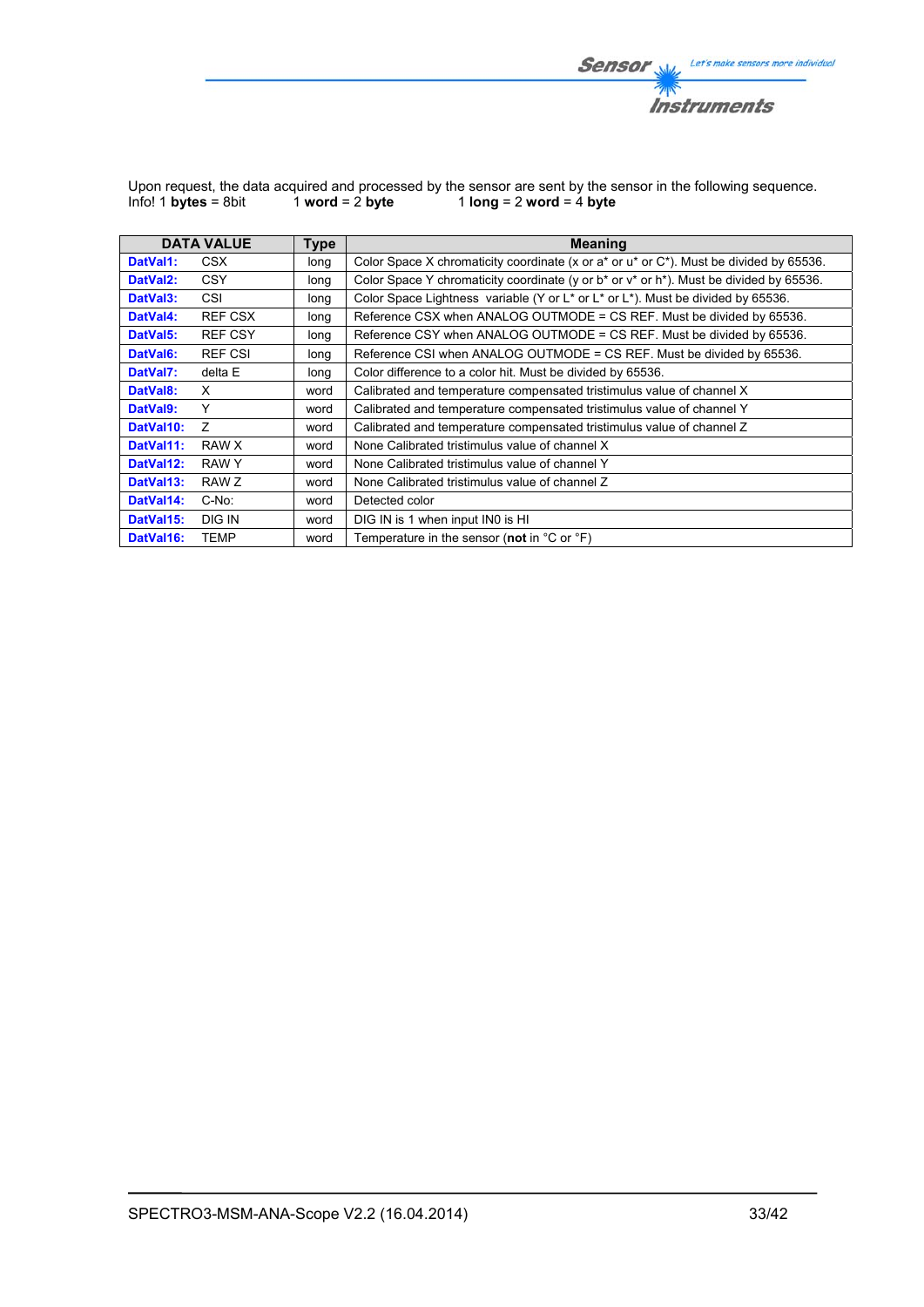Upon request, the data acquired and processed by the sensor are sent by the sensor in the following sequence.
Info! 1 **bytes** = 8bit  1 **word** = 2 **byte**  1 **long** = 2 **word** = 4 **byte**

| DATA VALUE | | Type | Meaning |
|---|---|---|---|
| **DatVal1:** | CSX | long | Color Space X chromaticity coordinate (x or a* or u* or C*). Must be divided by 65536. |
| **DatVal2:** | CSY | long | Color Space Y chromaticity coordinate (y or b* or v* or h*). Must be divided by 65536. |
| **DatVal3:** | CSI | long | Color Space Lightness variable (Y or L* or L* or L*). Must be divided by 65536. |
| **DatVal4:** | REF CSX | long | Reference CSX when ANALOG OUTMODE = CS REF. Must be divided by 65536. |
| **DatVal5:** | REF CSY | long | Reference CSY when ANALOG OUTMODE = CS REF. Must be divided by 65536. |
| **DatVal6:** | REF CSI | long | Reference CSI when ANALOG OUTMODE = CS REF. Must be divided by 65536. |
| **DatVal7:** | delta E | long | Color difference to a color hit. Must be divided by 65536. |
| **DatVal8:** | X | word | Calibrated and temperature compensated tristimulus value of channel X |
| **DatVal9:** | Y | word | Calibrated and temperature compensated tristimulus value of channel Y |
| **DatVal10:** | Z | word | Calibrated and temperature compensated tristimulus value of channel Z |
| **DatVal11:** | RAW X | word | None Calibrated tristimulus value of channel X |
| **DatVal12:** | RAW Y | word | None Calibrated tristimulus value of channel Y |
| **DatVal13:** | RAW Z | word | None Calibrated tristimulus value of channel Z |
| **DatVal14:** | C-No: | word | Detected color |
| **DatVal15:** | DIG IN | word | DIG IN is 1 when input IN0 is HI |
| **DatVal16:** | TEMP | word | Temperature in the sensor (**not** in °C or °F) |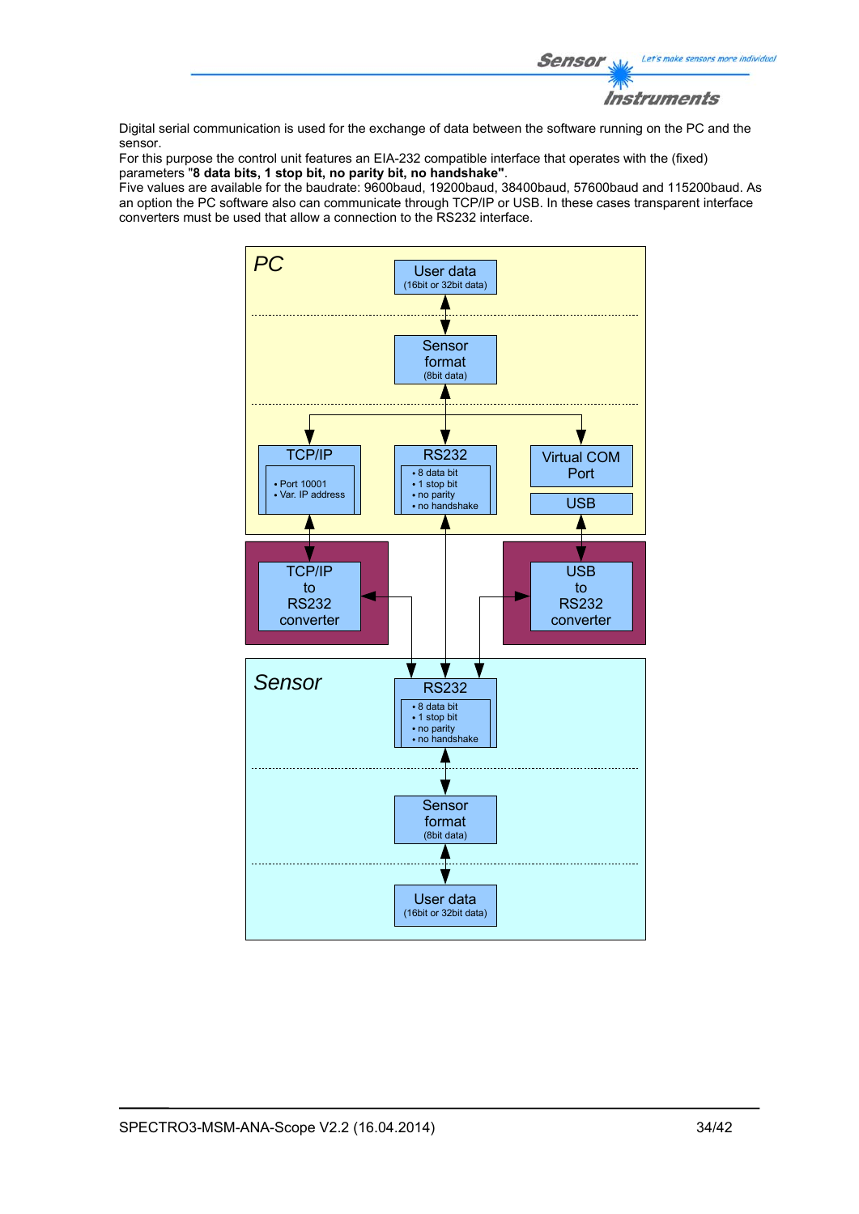Digital serial communication is used for the exchange of data between the software running on the PC and the sensor.
For this purpose the control unit features an EIA-232 compatible interface that operates with the (fixed) parameters "**8 data bits, 1 stop bit, no parity bit, no handshake"**.
Five values are available for the baudrate: 9600baud, 19200baud, 38400baud, 57600baud and 115200baud. As an option the PC software also can communicate through TCP/IP or USB. In these cases transparent interface converters must be used that allow a connection to the RS232 interface.

PC

User data
(16bit or 32bit data)

Sensor
format
(8bit data)

TCP/IP
- Port 10001
- Var. IP address

RS232
- 8 data bit
- 1 stop bit
- no parity
- no handshake

Virtual COM
Port

USB

TCP/IP
to
RS232
converter

USB
to
RS232
converter

Sensor

RS232
- 8 data bit
- 1 stop bit
- no parity
- no handshake

Sensor
format
(8bit data)

User data
(16bit or 32bit data)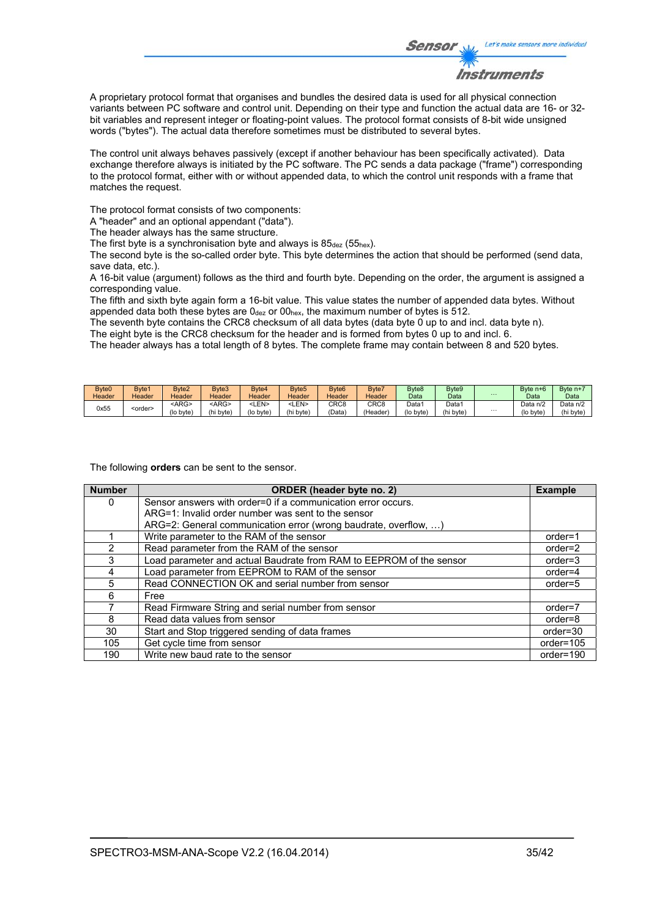A proprietary protocol format that organises and bundles the desired data is used for all physical connection variants between PC software and control unit. Depending on their type and function the actual data are 16- or 32-bit variables and represent integer or floating-point values. The protocol format consists of 8-bit wide unsigned words ("bytes"). The actual data therefore sometimes must be distributed to several bytes.

The control unit always behaves passively (except if another behaviour has been specifically activated). Data exchange therefore always is initiated by the PC software. The PC sends a data package ("frame") corresponding to the protocol format, either with or without appended data, to which the control unit responds with a frame that matches the request.

The protocol format consists of two components:
A "header" and an optional appendant ("data").
The header always has the same structure.
The first byte is a synchronisation byte and always is $85_{dez}$ ($55_{hex}$).
The second byte is the so-called order byte. This byte determines the action that should be performed (send data, save data, etc.).
A 16-bit value (argument) follows as the third and fourth byte. Depending on the order, the argument is assigned a corresponding value.
The fifth and sixth byte again form a 16-bit value. This value states the number of appended data bytes. Without appended data both these bytes are $0_{dez}$ or $00_{hex}$, the maximum number of bytes is 512.
The seventh byte contains the CRC8 checksum of all data bytes (data byte 0 up to and incl. data byte n).
The eight byte is the CRC8 checksum for the header and is formed from bytes 0 up to and incl. 6.
The header always has a total length of 8 bytes. The complete frame may contain between 8 and 520 bytes.

| Byte0 Header | Byte1 Header | Byte2 Header | Byte3 Header | Byte4 Header | Byte5 Header | Byte6 Header | Byte7 Header | Byte8 Data | Byte9 Data | ... | Byte n+6 Data | Byte n+7 Data |
|---|---|---|---|---|---|---|---|---|---|---|---|---|
| 0x55 | <order> | <ARG> (lo byte) | <ARG> (hi byte) | <LEN> (lo byte) | <LEN> (hi byte) | CRC8 (Data) | CRC8 (Header) | Data1 (lo byte) | Data1 (hi byte) | ... | Data n/2 (lo byte) | Data n/2 (hi byte) |

The following **orders** can be sent to the sensor.

| Number | ORDER (header byte no. 2) | Example |
|---|---|---|
| 0 | Sensor answers with order=0 if a communication error occurs.<br>ARG=1: Invalid order number was sent to the sensor<br>ARG=2: General communication error (wrong baudrate, overflow, …) | |
| 1 | Write parameter to the RAM of the sensor | order=1 |
| 2 | Read parameter from the RAM of the sensor | order=2 |
| 3 | Load parameter and actual Baudrate from RAM to EEPROM of the sensor | order=3 |
| 4 | Load parameter from EEPROM to RAM of the sensor | order=4 |
| 5 | Read CONNECTION OK and serial number from sensor | order=5 |
| 6 | Free | |
| 7 | Read Firmware String and serial number from sensor | order=7 |
| 8 | Read data values from sensor | order=8 |
| 30 | Start and Stop triggered sending of data frames | order=30 |
| 105 | Get cycle time from sensor | order=105 |
| 190 | Write new baud rate to the sensor | order=190 |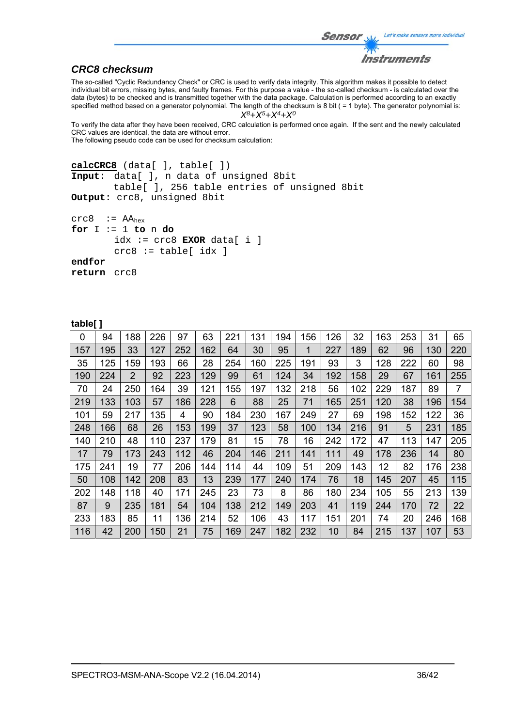## *CRC8 checksum*

The so-called "Cyclic Redundancy Check" or CRC is used to verify data integrity. This algorithm makes it possible to detect individual bit errors, missing bytes, and faulty frames. For this purpose a value - the so-called checksum - is calculated over the data (bytes) to be checked and is transmitted together with the data package. Calculation is performed according to an exactly specified method based on a generator polynomial. The length of the checksum is 8 bit ( = 1 byte). The generator polynomial is:

$$X^8+X^5+X^4+X^0$$

To verify the data after they have been received, CRC calculation is performed once again. If the sent and the newly calculated CRC values are identical, the data are without error.
The following pseudo code can be used for checksum calculation:

```
calcCRC8 (data[ ], table[ ])
Input:  data[ ], n data of unsigned 8bit
        table[ ], 256 table entries of unsigned 8bit
Output: crc8, unsigned 8bit

crc8  := AAhex
for I := 1 to n do
        idx := crc8 EXOR data[ i ]
        crc8 := table[ idx ]
endfor
return  crc8
```

**table[ ]**

| | | | | | | | | | | | | | | | |
|---|---|---|---|---|---|---|---|---|---|---|---|---|---|---|---|
| 0 | 94 | 188 | 226 | 97 | 63 | 221 | 131 | 194 | 156 | 126 | 32 | 163 | 253 | 31 | 65 |
| 157 | 195 | 33 | 127 | 252 | 162 | 64 | 30 | 95 | 1 | 227 | 189 | 62 | 96 | 130 | 220 |
| 35 | 125 | 159 | 193 | 66 | 28 | 254 | 160 | 225 | 191 | 93 | 3 | 128 | 222 | 60 | 98 |
| 190 | 224 | 2 | 92 | 223 | 129 | 99 | 61 | 124 | 34 | 192 | 158 | 29 | 67 | 161 | 255 |
| 70 | 24 | 250 | 164 | 39 | 121 | 155 | 197 | 132 | 218 | 56 | 102 | 229 | 187 | 89 | 7 |
| 219 | 133 | 103 | 57 | 186 | 228 | 6 | 88 | 25 | 71 | 165 | 251 | 120 | 38 | 196 | 154 |
| 101 | 59 | 217 | 135 | 4 | 90 | 184 | 230 | 167 | 249 | 27 | 69 | 198 | 152 | 122 | 36 |
| 248 | 166 | 68 | 26 | 153 | 199 | 37 | 123 | 58 | 100 | 134 | 216 | 91 | 5 | 231 | 185 |
| 140 | 210 | 48 | 110 | 237 | 179 | 81 | 15 | 78 | 16 | 242 | 172 | 47 | 113 | 147 | 205 |
| 17 | 79 | 173 | 243 | 112 | 46 | 204 | 146 | 211 | 141 | 111 | 49 | 178 | 236 | 14 | 80 |
| 175 | 241 | 19 | 77 | 206 | 144 | 114 | 44 | 109 | 51 | 209 | 143 | 12 | 82 | 176 | 238 |
| 50 | 108 | 142 | 208 | 83 | 13 | 239 | 177 | 240 | 174 | 76 | 18 | 145 | 207 | 45 | 115 |
| 202 | 148 | 118 | 40 | 171 | 245 | 23 | 73 | 8 | 86 | 180 | 234 | 105 | 55 | 213 | 139 |
| 87 | 9 | 235 | 181 | 54 | 104 | 138 | 212 | 149 | 203 | 41 | 119 | 244 | 170 | 72 | 22 |
| 233 | 183 | 85 | 11 | 136 | 214 | 52 | 106 | 43 | 117 | 151 | 201 | 74 | 20 | 246 | 168 |
| 116 | 42 | 200 | 150 | 21 | 75 | 169 | 247 | 182 | 232 | 10 | 84 | 215 | 137 | 107 | 53 |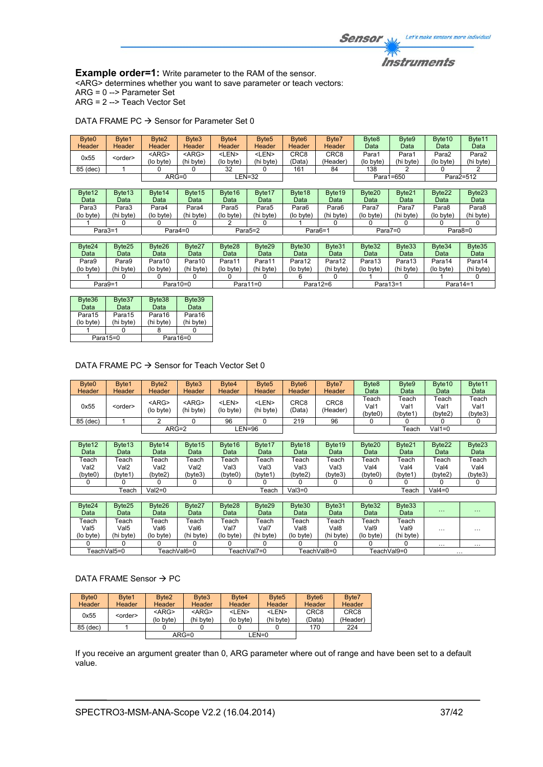**Example order=1:** Write parameter to the RAM of the sensor.
<ARG> determines whether you want to save parameter or teach vectors:
ARG = 0 --> Parameter Set
ARG = 2 --> Teach Vector Set

DATA FRAME PC → Sensor for Parameter Set 0

| Byte0 Header | Byte1 Header | Byte2 Header | Byte3 Header | Byte4 Header | Byte5 Header | Byte6 Header | Byte7 Header | Byte8 Data | Byte9 Data | Byte10 Data | Byte11 Data |
|---|---|---|---|---|---|---|---|---|---|---|---|
| 0x55 | <order> | <ARG> (lo byte) | <ARG> (hi byte) | <LEN> (lo byte) | <LEN> (hi byte) | CRC8 (Data) | CRC8 (Header) | Para1 (lo byte) | Para1 (hi byte) | Para2 (lo byte) | Para2 (hi byte) |
| 85 (dec) | 1 | 0 | 0 | 32 | 0 | 161 | 84 | 138 | 2 | 0 | 2 |
| | | ARG=0 | | LEN=32 | | | | Para1=650 | | Para2=512 | |

| Byte12 Data | Byte13 Data | Byte14 Data | Byte15 Data | Byte16 Data | Byte17 Data | Byte18 Data | Byte19 Data | Byte20 Data | Byte21 Data | Byte22 Data | Byte23 Data |
|---|---|---|---|---|---|---|---|---|---|---|---|
| Para3 (lo byte) | Para3 (hi byte) | Para4 (lo byte) | Para4 (hi byte) | Para5 (lo byte) | Para5 (hi byte) | Para6 (lo byte) | Para6 (hi byte) | Para7 (lo byte) | Para7 (hi byte) | Para8 (lo byte) | Para8 (hi byte) |
| 1 | 0 | 0 | 0 | 2 | 0 | 1 | 0 | 0 | 0 | 0 | 0 |
| Para3=1 | | Para4=0 | | Para5=2 | | Para6=1 | | Para7=0 | | Para8=0 | |

| Byte24 Data | Byte25 Data | Byte26 Data | Byte27 Data | Byte28 Data | Byte29 Data | Byte30 Data | Byte31 Data | Byte32 Data | Byte33 Data | Byte34 Data | Byte35 Data |
|---|---|---|---|---|---|---|---|---|---|---|---|
| Para9 (lo byte) | Para9 (hi byte) | Para10 (lo byte) | Para10 (hi byte) | Para11 (lo byte) | Para11 (hi byte) | Para12 (lo byte) | Para12 (hi byte) | Para13 (lo byte) | Para13 (hi byte) | Para14 (lo byte) | Para14 (hi byte) |
| 1 | 0 | 0 | 0 | 0 | 0 | 6 | 0 | 1 | 0 | 1 | 0 |
| Para9=1 | | Para10=0 | | Para11=0 | | Para12=6 | | Para13=1 | | Para14=1 | |

| Byte36 Data | Byte37 Data | Byte38 Data | Byte39 Data |
|---|---|---|---|
| Para15 (lo byte) | Para15 (hi byte) | Para16 (hi byte) | Para16 (hi byte) |
| 1 | 0 | 8 | 0 |
| Para15=0 | | Para16=0 | |

DATA FRAME PC → Sensor for Teach Vector Set 0

| Byte0 Header | Byte1 Header | Byte2 Header | Byte3 Header | Byte4 Header | Byte5 Header | Byte6 Header | Byte7 Header | Byte8 Data | Byte9 Data | Byte10 Data | Byte11 Data |
|---|---|---|---|---|---|---|---|---|---|---|---|
| 0x55 | <order> | <ARG> (lo byte) | <ARG> (hi byte) | <LEN> (lo byte) | <LEN> (hi byte) | CRC8 (Data) | CRC8 (Header) | Teach Val1 (byte0) | Teach Val1 (byte1) | Teach Val1 (byte2) | Teach Val1 (byte3) |
| 85 (dec) | 1 | 2 | 0 | 96 | 0 | 219 | 96 | 0 | 0 | 0 | 0 |
| | | ARG=2 | | LEN=96 | | | | Teach | Val1=0 | | |

| Byte12 Data | Byte13 Data | Byte14 Data | Byte15 Data | Byte16 Data | Byte17 Data | Byte18 Data | Byte19 Data | Byte20 Data | Byte21 Data | Byte22 Data | Byte23 Data |
|---|---|---|---|---|---|---|---|---|---|---|---|
| Teach Val2 (byte0) | Teach Val2 (byte1) | Teach Val2 (byte2) | Teach Val2 (byte3) | Teach Val3 (byte0) | Teach Val3 (byte1) | Teach Val3 (byte2) | Teach Val3 (byte3) | Teach Val4 (byte0) | Teach Val4 (byte1) | Teach Val4 (byte2) | Teach Val4 (byte3) |
| 0 | 0 | 0 | 0 | 0 | 0 | 0 | 0 | 0 | 0 | 0 | 0 |
| Teach | Val2=0 | | | Teach | Val3=0 | | | Teach | Val4=0 | | |

| Byte24 Data | Byte25 Data | Byte26 Data | Byte27 Data | Byte28 Data | Byte29 Data | Byte30 Data | Byte31 Data | Byte32 Data | Byte33 Data | ... | ... |
|---|---|---|---|---|---|---|---|---|---|---|---|
| Teach Val5 (lo byte) | Teach Val5 (hi byte) | Teach Val6 (lo byte) | Teach Val6 (hi byte) | Teach Val7 (lo byte) | Teach Val7 (hi byte) | Teach Val8 (lo byte) | Teach Val8 (hi byte) | Teach Val9 (lo byte) | Teach Val9 (hi byte) | ... | ... |
| 0 | 0 | 0 | 0 | 0 | 0 | 0 | 0 | 0 | 0 | ... | ... |
| TeachVal5=0 | | TeachVal6=0 | | TeachVal7=0 | | TeachVal8=0 | | TeachVal9=0 | | ... | |

DATA FRAME Sensor → PC

| Byte0 Header | Byte1 Header | Byte2 Header | Byte3 Header | Byte4 Header | Byte5 Header | Byte6 Header | Byte7 Header |
|---|---|---|---|---|---|---|---|
| 0x55 | <order> | <ARG> (lo byte) | <ARG> (hi byte) | <LEN> (lo byte) | <LEN> (hi byte) | CRC8 (Data) | CRC8 (Header) |
| 85 (dec) | 1 | 0 | 0 | 0 | 0 | 170 | 224 |
| | | ARG=0 | | LEN=0 | | | |

If you receive an argument greater than 0, ARG parameter where out of range and have been set to a default value.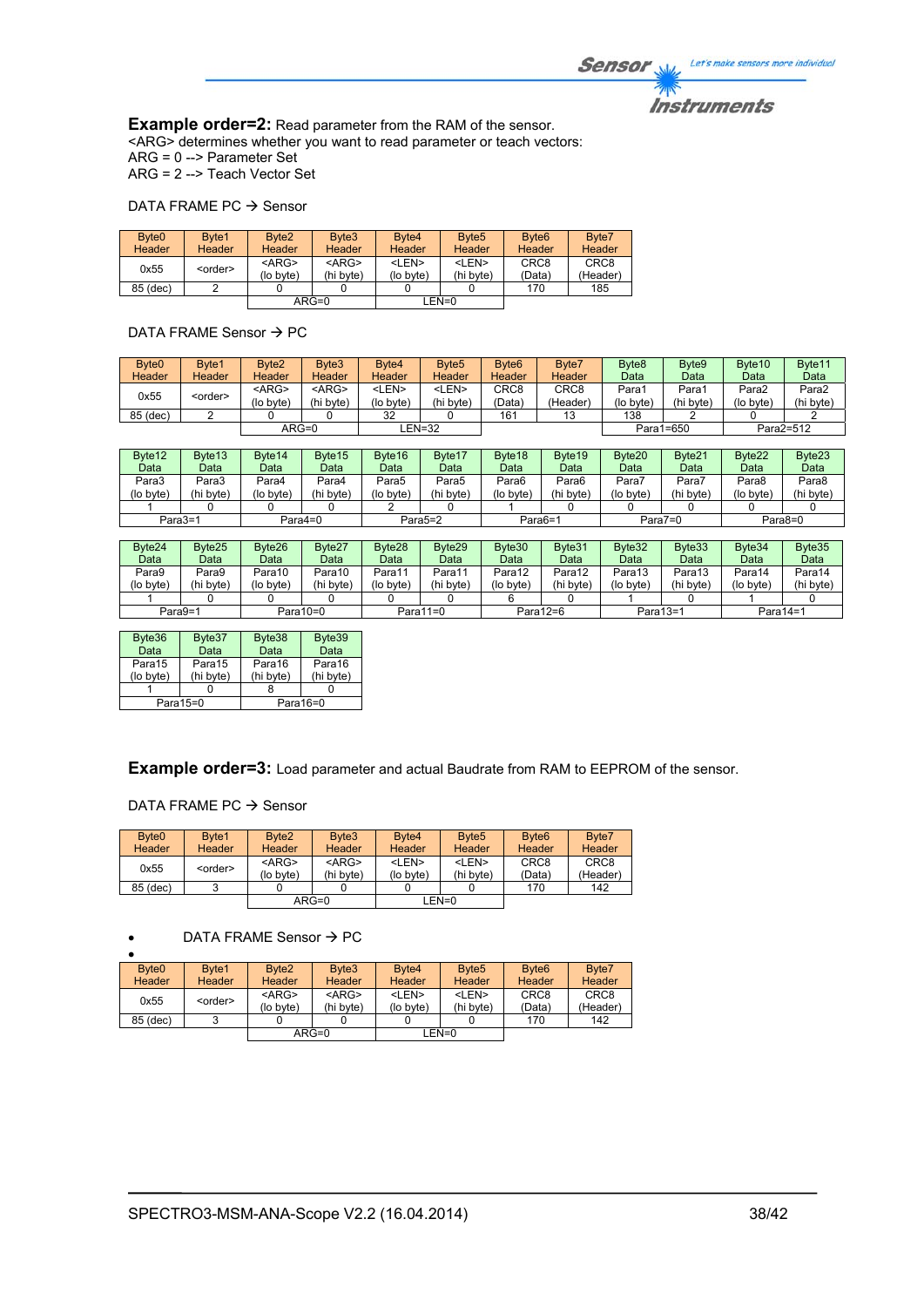**Example order=2:** Read parameter from the RAM of the sensor.
<ARG> determines whether you want to read parameter or teach vectors:
ARG = 0 --> Parameter Set
ARG = 2 --> Teach Vector Set

DATA FRAME PC → Sensor

| Byte0 Header | Byte1 Header | Byte2 Header | Byte3 Header | Byte4 Header | Byte5 Header | Byte6 Header | Byte7 Header |
|---|---|---|---|---|---|---|---|
| 0x55 | <order> | <ARG> (lo byte) | <ARG> (hi byte) | <LEN> (lo byte) | <LEN> (hi byte) | CRC8 (Data) | CRC8 (Header) |
| 85 (dec) | 2 | 0 | 0 | 0 | 0 | 170 | 185 |
| | | ARG=0 | | LEN=0 | | | |

DATA FRAME Sensor → PC

| Byte0 Header | Byte1 Header | Byte2 Header | Byte3 Header | Byte4 Header | Byte5 Header | Byte6 Header | Byte7 Header | Byte8 Data | Byte9 Data | Byte10 Data | Byte11 Data |
|---|---|---|---|---|---|---|---|---|---|---|---|
| 0x55 | <order> | <ARG> (lo byte) | <ARG> (hi byte) | <LEN> (lo byte) | <LEN> (hi byte) | CRC8 (Data) | CRC8 (Header) | Para1 (lo byte) | Para1 (hi byte) | Para2 (lo byte) | Para2 (hi byte) |
| 85 (dec) | 2 | 0 | 0 | 32 | 0 | 161 | 13 | 138 | 2 | 0 | 2 |
| | | ARG=0 | | LEN=32 | | | | Para1=650 | | Para2=512 | |

| Byte12 Data | Byte13 Data | Byte14 Data | Byte15 Data | Byte16 Data | Byte17 Data | Byte18 Data | Byte19 Data | Byte20 Data | Byte21 Data | Byte22 Data | Byte23 Data |
|---|---|---|---|---|---|---|---|---|---|---|---|
| Para3 (lo byte) | Para3 (hi byte) | Para4 (lo byte) | Para4 (hi byte) | Para5 (lo byte) | Para5 (hi byte) | Para6 (lo byte) | Para6 (hi byte) | Para7 (lo byte) | Para7 (hi byte) | Para8 (lo byte) | Para8 (hi byte) |
| 1 | 0 | 0 | 0 | 2 | 0 | 1 | 0 | 0 | 0 | 0 | 0 |
| Para3=1 | | Para4=0 | | Para5=2 | | Para6=1 | | Para7=0 | | Para8=0 | |

| Byte24 Data | Byte25 Data | Byte26 Data | Byte27 Data | Byte28 Data | Byte29 Data | Byte30 Data | Byte31 Data | Byte32 Data | Byte33 Data | Byte34 Data | Byte35 Data |
|---|---|---|---|---|---|---|---|---|---|---|---|
| Para9 (lo byte) | Para9 (hi byte) | Para10 (lo byte) | Para10 (hi byte) | Para11 (lo byte) | Para11 (hi byte) | Para12 (lo byte) | Para12 (hi byte) | Para13 (lo byte) | Para13 (hi byte) | Para14 (lo byte) | Para14 (hi byte) |
| 1 | 0 | 0 | 0 | 0 | 0 | 6 | 0 | 1 | 0 | 1 | 0 |
| Para9=1 | | Para10=0 | | Para11=0 | | Para12=6 | | Para13=1 | | Para14=1 | |

| Byte36 Data | Byte37 Data | Byte38 Data | Byte39 Data |
|---|---|---|---|
| Para15 (lo byte) | Para15 (hi byte) | Para16 (hi byte) | Para16 (hi byte) |
| 1 | 0 | 8 | 0 |
| Para15=0 | | Para16=0 | |

**Example order=3:** Load parameter and actual Baudrate from RAM to EEPROM of the sensor.

DATA FRAME PC → Sensor

| Byte0 Header | Byte1 Header | Byte2 Header | Byte3 Header | Byte4 Header | Byte5 Header | Byte6 Header | Byte7 Header |
|---|---|---|---|---|---|---|---|
| 0x55 | <order> | <ARG> (lo byte) | <ARG> (hi byte) | <LEN> (lo byte) | <LEN> (hi byte) | CRC8 (Data) | CRC8 (Header) |
| 85 (dec) | 3 | 0 | 0 | 0 | 0 | 170 | 142 |
| | | ARG=0 | | LEN=0 | | | |

- DATA FRAME Sensor → PC
-

| Byte0 Header | Byte1 Header | Byte2 Header | Byte3 Header | Byte4 Header | Byte5 Header | Byte6 Header | Byte7 Header |
|---|---|---|---|---|---|---|---|
| 0x55 | <order> | <ARG> (lo byte) | <ARG> (hi byte) | <LEN> (lo byte) | <LEN> (hi byte) | CRC8 (Data) | CRC8 (Header) |
| 85 (dec) | 3 | 0 | 0 | 0 | 0 | 170 | 142 |
| | | ARG=0 | | LEN=0 | | | |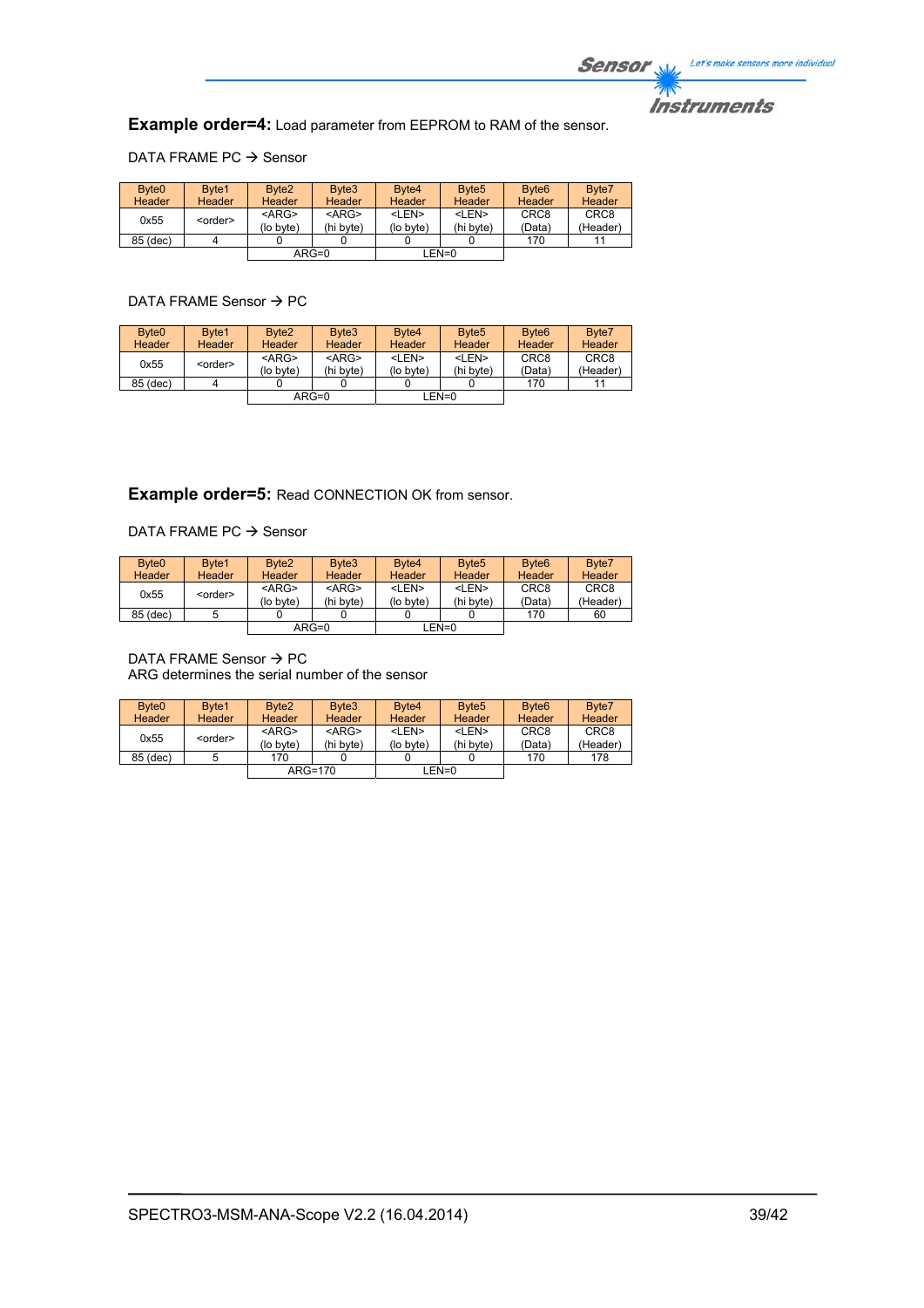**Example order=4:** Load parameter from EEPROM to RAM of the sensor.

DATA FRAME PC → Sensor

| Byte0 Header | Byte1 Header | Byte2 Header | Byte3 Header | Byte4 Header | Byte5 Header | Byte6 Header | Byte7 Header |
|---|---|---|---|---|---|---|---|
| 0x55 | <order> | <ARG> (lo byte) | <ARG> (hi byte) | <LEN> (lo byte) | <LEN> (hi byte) | CRC8 (Data) | CRC8 (Header) |
| 85 (dec) | 4 | 0 | 0 | 0 | 0 | 170 | 11 |
| | | ARG=0 | | LEN=0 | | | |

DATA FRAME Sensor → PC

| Byte0 Header | Byte1 Header | Byte2 Header | Byte3 Header | Byte4 Header | Byte5 Header | Byte6 Header | Byte7 Header |
|---|---|---|---|---|---|---|---|
| 0x55 | <order> | <ARG> (lo byte) | <ARG> (hi byte) | <LEN> (lo byte) | <LEN> (hi byte) | CRC8 (Data) | CRC8 (Header) |
| 85 (dec) | 4 | 0 | 0 | 0 | 0 | 170 | 11 |
| | | ARG=0 | | LEN=0 | | | |

**Example order=5:** Read CONNECTION OK from sensor.

DATA FRAME PC → Sensor

| Byte0 Header | Byte1 Header | Byte2 Header | Byte3 Header | Byte4 Header | Byte5 Header | Byte6 Header | Byte7 Header |
|---|---|---|---|---|---|---|---|
| 0x55 | <order> | <ARG> (lo byte) | <ARG> (hi byte) | <LEN> (lo byte) | <LEN> (hi byte) | CRC8 (Data) | CRC8 (Header) |
| 85 (dec) | 5 | 0 | 0 | 0 | 0 | 170 | 60 |
| | | ARG=0 | | LEN=0 | | | |

DATA FRAME Sensor → PC
ARG determines the serial number of the sensor

| Byte0 Header | Byte1 Header | Byte2 Header | Byte3 Header | Byte4 Header | Byte5 Header | Byte6 Header | Byte7 Header |
|---|---|---|---|---|---|---|---|
| 0x55 | <order> | <ARG> (lo byte) | <ARG> (hi byte) | <LEN> (lo byte) | <LEN> (hi byte) | CRC8 (Data) | CRC8 (Header) |
| 85 (dec) | 5 | 170 | 0 | 0 | 0 | 170 | 178 |
| | | ARG=170 | | LEN=0 | | | |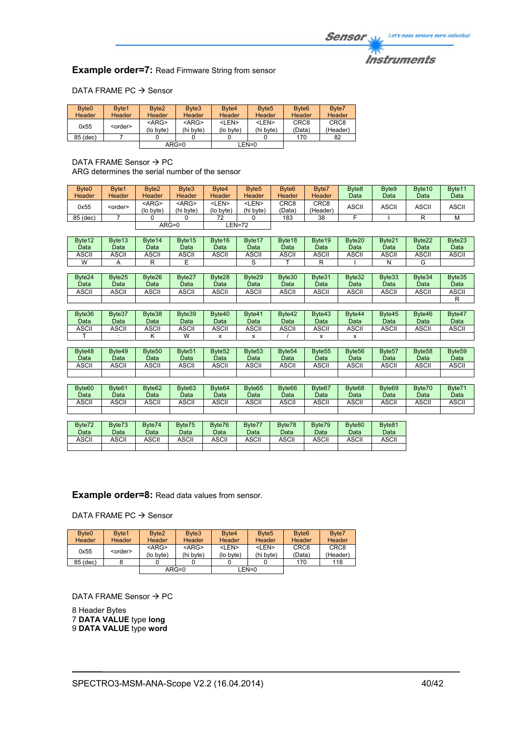**Example order=7:** Read Firmware String from sensor

DATA FRAME PC → Sensor

| Byte0 Header | Byte1 Header | Byte2 Header | Byte3 Header | Byte4 Header | Byte5 Header | Byte6 Header | Byte7 Header |
|---|---|---|---|---|---|---|---|
| 0x55 | <order> | <ARG> (lo byte) | <ARG> (hi byte) | <LEN> (lo byte) | <LEN> (hi byte) | CRC8 (Data) | CRC8 (Header) |
| 85 (dec) | 7 | 0 | 0 | 0 | 0 | 170 | 82 |
| | | ARG=0 | | LEN=0 | | | |

DATA FRAME Sensor → PC
ARG determines the serial number of the sensor

| Byte0 Header | Byte1 Header | Byte2 Header | Byte3 Header | Byte4 Header | Byte5 Header | Byte6 Header | Byte7 Header | Byte8 Data | Byte9 Data | Byte10 Data | Byte11 Data |
|---|---|---|---|---|---|---|---|---|---|---|---|
| 0x55 | <order> | <ARG> (lo byte) | <ARG> (hi byte) | <LEN> (lo byte) | <LEN> (hi byte) | CRC8 (Data) | CRC8 (Header) | ASCII | ASCII | ASCII | ASCII |
| 85 (dec) | 7 | 0 | 0 | 72 | 0 | 183 | 38 | F | I | R | M |
| | | ARG=0 | | LEN=72 | | | | | | | |

| Byte12 Data | Byte13 Data | Byte14 Data | Byte15 Data | Byte16 Data | Byte17 Data | Byte18 Data | Byte19 Data | Byte20 Data | Byte21 Data | Byte22 Data | Byte23 Data |
|---|---|---|---|---|---|---|---|---|---|---|---|
| ASCII | ASCII | ASCII | ASCII | ASCII | ASCII | ASCII | ASCII | ASCII | ASCII | ASCII | ASCII |
| W | A | R | E | | S | T | R | I | N | G | |

| Byte24 Data | Byte25 Data | Byte26 Data | Byte27 Data | Byte28 Data | Byte29 Data | Byte30 Data | Byte31 Data | Byte32 Data | Byte33 Data | Byte34 Data | Byte35 Data |
|---|---|---|---|---|---|---|---|---|---|---|---|
| ASCII | ASCII | ASCII | ASCII | ASCII | ASCII | ASCII | ASCII | ASCII | ASCII | ASCII | ASCII |
| | | | | | | | | | | | R |

| Byte36 Data | Byte37 Data | Byte38 Data | Byte39 Data | Byte40 Data | Byte41 Data | Byte42 Data | Byte43 Data | Byte44 Data | Byte45 Data | Byte46 Data | Byte47 Data |
|---|---|---|---|---|---|---|---|---|---|---|---|
| ASCII | ASCII | ASCII | ASCII | ASCII | ASCII | ASCII | ASCII | ASCII | ASCII | ASCII | ASCII |
| T | : | K | W | x | x | / | x | x | | | |

| Byte48 Data | Byte49 Data | Byte50 Data | Byte51 Data | Byte52 Data | Byte53 Data | Byte54 Data | Byte55 Data | Byte56 Data | Byte57 Data | Byte58 Data | Byte59 Data |
|---|---|---|---|---|---|---|---|---|---|---|---|
| ASCII | ASCII | ASCII | ASCII | ASCII | ASCII | ASCII | ASCII | ASCII | ASCII | ASCII | ASCII |
| | | | | | | | | | | | |

| Byte60 Data | Byte61 Data | Byte62 Data | Byte63 Data | Byte64 Data | Byte65 Data | Byte66 Data | Byte67 Data | Byte68 Data | Byte69 Data | Byte70 Data | Byte71 Data |
|---|---|---|---|---|---|---|---|---|---|---|---|
| ASCII | ASCII | ASCII | ASCII | ASCII | ASCII | ASCII | ASCII | ASCII | ASCII | ASCII | ASCII |
| | | | | | | | | | | | |

| Byte72 Data | Byte73 Data | Byte74 Data | Byte75 Data | Byte76 Data | Byte77 Data | Byte78 Data | Byte79 Data | Byte80 Data | Byte81 Data |
|---|---|---|---|---|---|---|---|---|---|
| ASCII | ASCII | ASCII | ASCII | ASCII | ASCII | ASCII | ASCII | ASCII | ASCII |
| | | | | | | | | | |

**Example order=8:** Read data values from sensor.

DATA FRAME PC → Sensor

| Byte0 Header | Byte1 Header | Byte2 Header | Byte3 Header | Byte4 Header | Byte5 Header | Byte6 Header | Byte7 Header |
|---|---|---|---|---|---|---|---|
| 0x55 | <order> | <ARG> (lo byte) | <ARG> (hi byte) | <LEN> (lo byte) | <LEN> (hi byte) | CRC8 (Data) | CRC8 (Header) |
| 85 (dec) | 8 | 0 | 0 | 0 | 0 | 170 | 118 |
| | | ARG=0 | | LEN=0 | | | |

DATA FRAME Sensor → PC

8 Header Bytes
7 **DATA VALUE** type **long**
9 **DATA VALUE** type **word**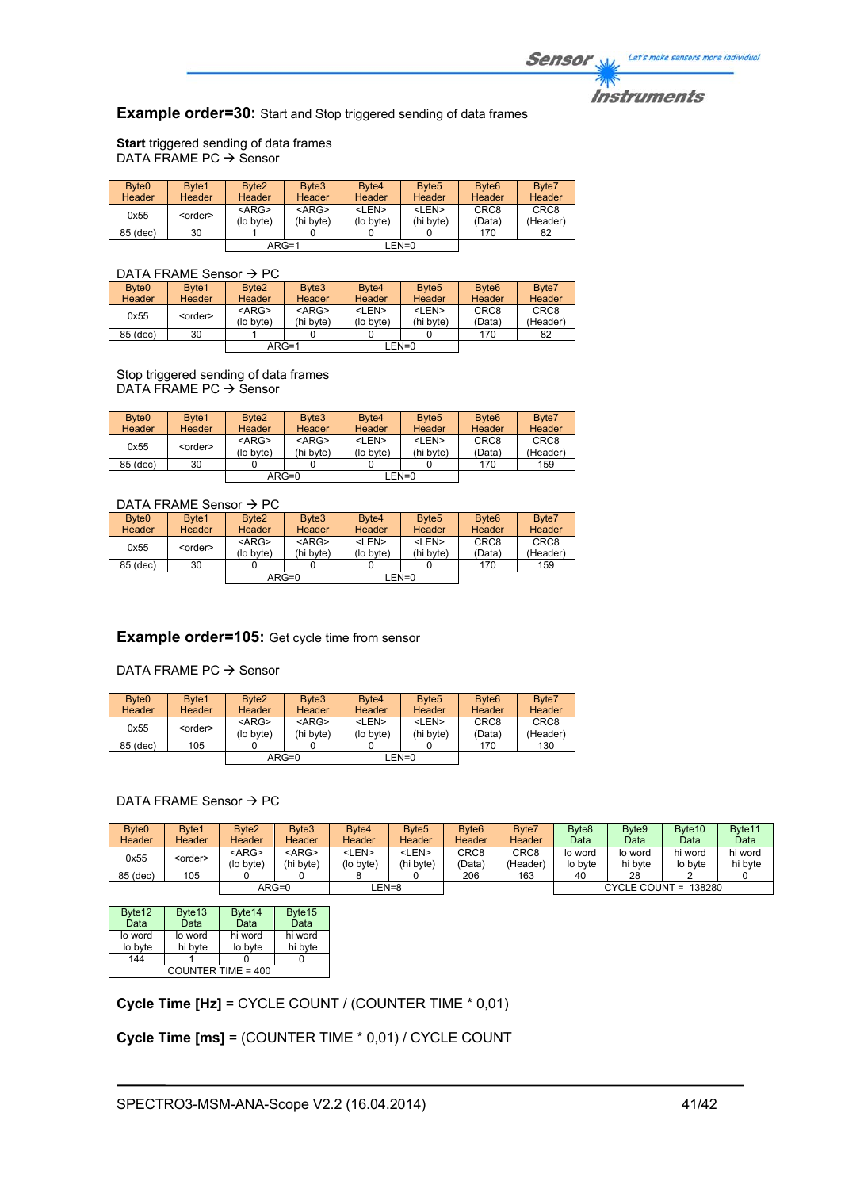**Example order=30:** Start and Stop triggered sending of data frames

**Start** triggered sending of data frames
DATA FRAME PC → Sensor

| Byte0 Header | Byte1 Header | Byte2 Header | Byte3 Header | Byte4 Header | Byte5 Header | Byte6 Header | Byte7 Header |
|---|---|---|---|---|---|---|---|
| 0x55 | <order> | <ARG> (lo byte) | <ARG> (hi byte) | <LEN> (lo byte) | <LEN> (hi byte) | CRC8 (Data) | CRC8 (Header) |
| 85 (dec) | 30 | 1 | 0 | 0 | 0 | 170 | 82 |
| | | ARG=1 | | LEN=0 | | | |

DATA FRAME Sensor → PC

| Byte0 Header | Byte1 Header | Byte2 Header | Byte3 Header | Byte4 Header | Byte5 Header | Byte6 Header | Byte7 Header |
|---|---|---|---|---|---|---|---|
| 0x55 | <order> | <ARG> (lo byte) | <ARG> (hi byte) | <LEN> (lo byte) | <LEN> (hi byte) | CRC8 (Data) | CRC8 (Header) |
| 85 (dec) | 30 | 1 | 0 | 0 | 0 | 170 | 82 |
| | | ARG=1 | | LEN=0 | | | |

Stop triggered sending of data frames
DATA FRAME PC → Sensor

| Byte0 Header | Byte1 Header | Byte2 Header | Byte3 Header | Byte4 Header | Byte5 Header | Byte6 Header | Byte7 Header |
|---|---|---|---|---|---|---|---|
| 0x55 | <order> | <ARG> (lo byte) | <ARG> (hi byte) | <LEN> (lo byte) | <LEN> (hi byte) | CRC8 (Data) | CRC8 (Header) |
| 85 (dec) | 30 | 0 | 0 | 0 | 0 | 170 | 159 |
| | | ARG=0 | | LEN=0 | | | |

DATA FRAME Sensor → PC

| Byte0 Header | Byte1 Header | Byte2 Header | Byte3 Header | Byte4 Header | Byte5 Header | Byte6 Header | Byte7 Header |
|---|---|---|---|---|---|---|---|
| 0x55 | <order> | <ARG> (lo byte) | <ARG> (hi byte) | <LEN> (lo byte) | <LEN> (hi byte) | CRC8 (Data) | CRC8 (Header) |
| 85 (dec) | 30 | 0 | 0 | 0 | 0 | 170 | 159 |
| | | ARG=0 | | LEN=0 | | | |

**Example order=105:** Get cycle time from sensor

DATA FRAME PC → Sensor

| Byte0 Header | Byte1 Header | Byte2 Header | Byte3 Header | Byte4 Header | Byte5 Header | Byte6 Header | Byte7 Header |
|---|---|---|---|---|---|---|---|
| 0x55 | <order> | <ARG> (lo byte) | <ARG> (hi byte) | <LEN> (lo byte) | <LEN> (hi byte) | CRC8 (Data) | CRC8 (Header) |
| 85 (dec) | 105 | 0 | 0 | 0 | 0 | 170 | 130 |
| | | ARG=0 | | LEN=0 | | | |

DATA FRAME Sensor → PC

| Byte0 Header | Byte1 Header | Byte2 Header | Byte3 Header | Byte4 Header | Byte5 Header | Byte6 Header | Byte7 Header | Byte8 Data | Byte9 Data | Byte10 Data | Byte11 Data |
|---|---|---|---|---|---|---|---|---|---|---|---|
| 0x55 | <order> | <ARG> (lo byte) | <ARG> (hi byte) | <LEN> (lo byte) | <LEN> (hi byte) | CRC8 (Data) | CRC8 (Header) | lo word lo byte | lo word hi byte | hi word lo byte | hi word hi byte |
| 85 (dec) | 105 | 0 | 0 | 8 | 0 | 206 | 163 | 40 | 28 | 2 | 0 |
| | | ARG=0 | | LEN=8 | | | | CYCLE COUNT = 138280 | | | |

| Byte12 Data | Byte13 Data | Byte14 Data | Byte15 Data |
|---|---|---|---|
| lo word lo byte | lo word hi byte | hi word lo byte | hi word hi byte |
| 144 | 1 | 0 | 0 |
| COUNTER TIME = 400 | | | |

**Cycle Time [Hz]** = CYCLE COUNT / (COUNTER TIME * 0,01)

**Cycle Time [ms]** = (COUNTER TIME * 0,01) / CYCLE COUNT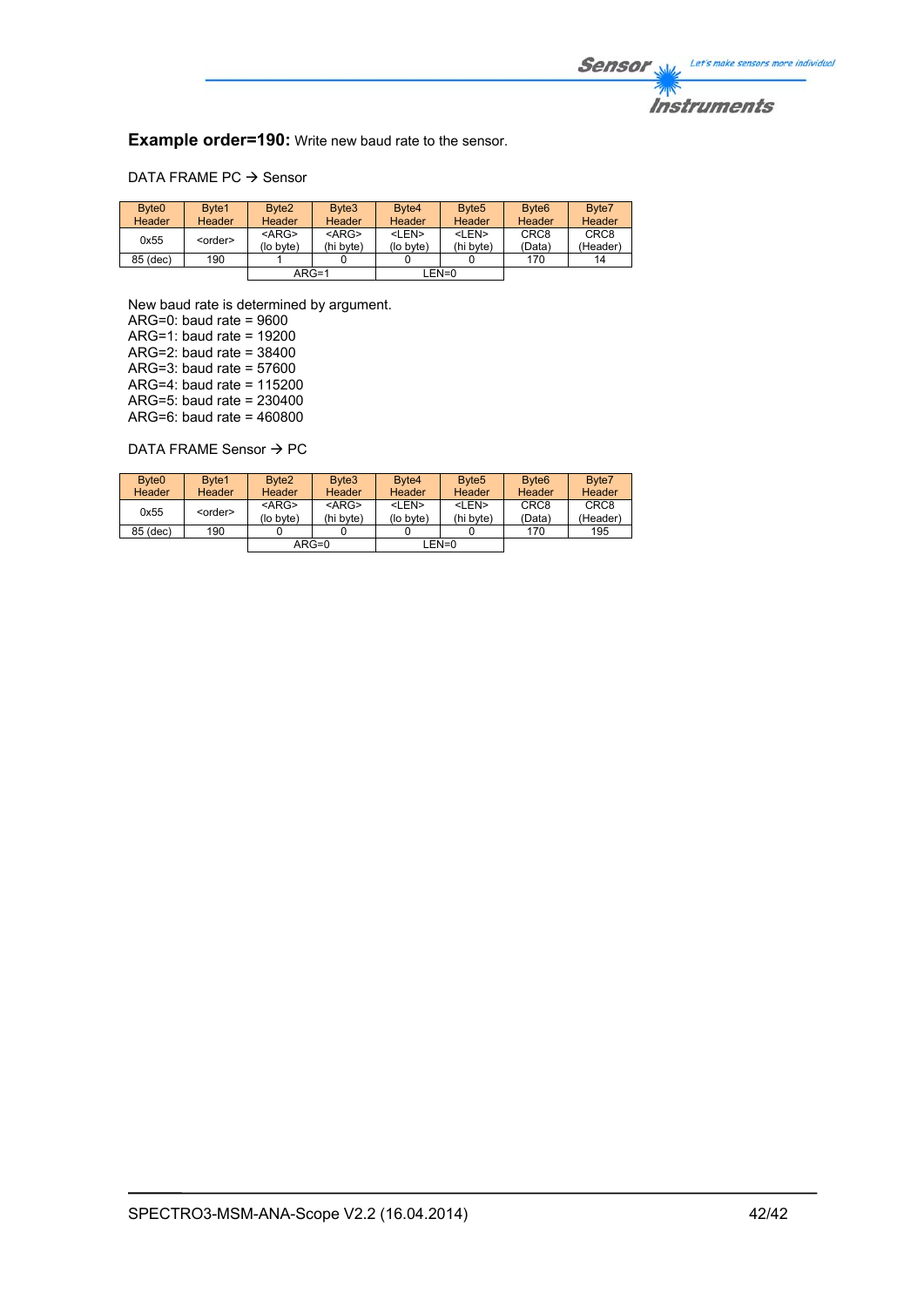**Example order=190:** Write new baud rate to the sensor.

DATA FRAME PC → Sensor

| Byte0 Header | Byte1 Header | Byte2 Header | Byte3 Header | Byte4 Header | Byte5 Header | Byte6 Header | Byte7 Header |
|---|---|---|---|---|---|---|---|
| 0x55 | <order> | <ARG> (lo byte) | <ARG> (hi byte) | <LEN> (lo byte) | <LEN> (hi byte) | CRC8 (Data) | CRC8 (Header) |
| 85 (dec) | 190 | 1 | 0 | 0 | 0 | 170 | 14 |
| | | ARG=1 | | LEN=0 | | | |

New baud rate is determined by argument.
ARG=0: baud rate = 9600
ARG=1: baud rate = 19200
ARG=2: baud rate = 38400
ARG=3: baud rate = 57600
ARG=4: baud rate = 115200
ARG=5: baud rate = 230400
ARG=6: baud rate = 460800

DATA FRAME Sensor → PC

| Byte0 Header | Byte1 Header | Byte2 Header | Byte3 Header | Byte4 Header | Byte5 Header | Byte6 Header | Byte7 Header |
|---|---|---|---|---|---|---|---|
| 0x55 | <order> | <ARG> (lo byte) | <ARG> (hi byte) | <LEN> (lo byte) | <LEN> (hi byte) | CRC8 (Data) | CRC8 (Header) |
| 85 (dec) | 190 | 0 | 0 | 0 | 0 | 170 | 195 |
| | | ARG=0 | | LEN=0 | | | |